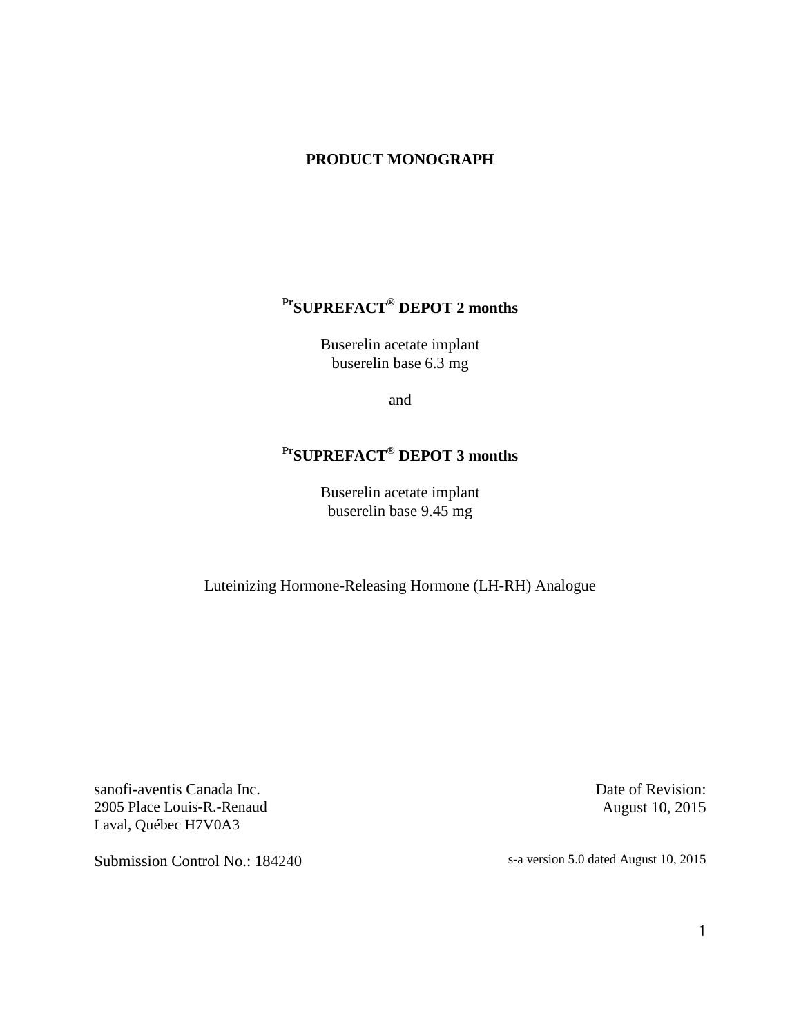# PRODUCT MONOGRAPH

## [Pr]SUPREFACT® DEPOT 2 months

Buserelin acetate implant
buserelin base 6.3 mg

and

## [Pr]SUPREFACT® DEPOT 3 months

Buserelin acetate implant
buserelin base 9.45 mg

Luteinizing Hormone-Releasing Hormone (LH-RH) Analogue

sanofi-aventis Canada Inc.
2905 Place Louis-R.-Renaud
Laval, Québec H7V0A3

Date of Revision:
August 10, 2015

Submission Control No.: 184240

s-a version 5.0 dated August 10, 2015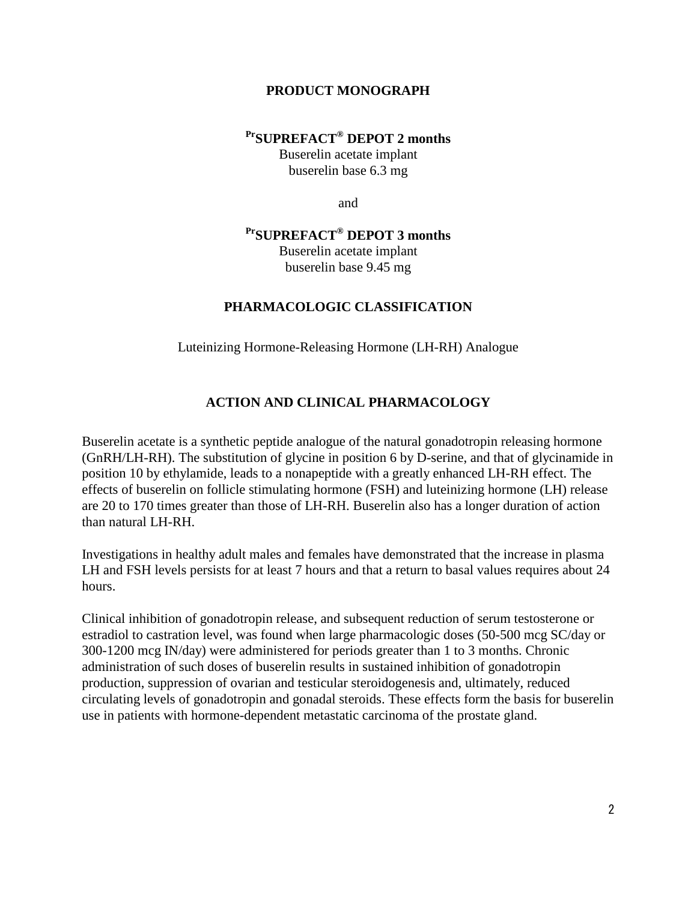# PRODUCT MONOGRAPH

**PrSUPREFACT® DEPOT 2 months**
Buserelin acetate implant
buserelin base 6.3 mg

and

**PrSUPREFACT® DEPOT 3 months**
Buserelin acetate implant
buserelin base 9.45 mg

## PHARMACOLOGIC CLASSIFICATION

Luteinizing Hormone-Releasing Hormone (LH-RH) Analogue

## ACTION AND CLINICAL PHARMACOLOGY

Buserelin acetate is a synthetic peptide analogue of the natural gonadotropin releasing hormone (GnRH/LH-RH). The substitution of glycine in position 6 by D-serine, and that of glycinamide in position 10 by ethylamide, leads to a nonapeptide with a greatly enhanced LH-RH effect. The effects of buserelin on follicle stimulating hormone (FSH) and luteinizing hormone (LH) release are 20 to 170 times greater than those of LH-RH. Buserelin also has a longer duration of action than natural LH-RH.

Investigations in healthy adult males and females have demonstrated that the increase in plasma LH and FSH levels persists for at least 7 hours and that a return to basal values requires about 24 hours.

Clinical inhibition of gonadotropin release, and subsequent reduction of serum testosterone or estradiol to castration level, was found when large pharmacologic doses (50-500 mcg SC/day or 300-1200 mcg IN/day) were administered for periods greater than 1 to 3 months. Chronic administration of such doses of buserelin results in sustained inhibition of gonadotropin production, suppression of ovarian and testicular steroidogenesis and, ultimately, reduced circulating levels of gonadotropin and gonadal steroids. These effects form the basis for buserelin use in patients with hormone-dependent metastatic carcinoma of the prostate gland.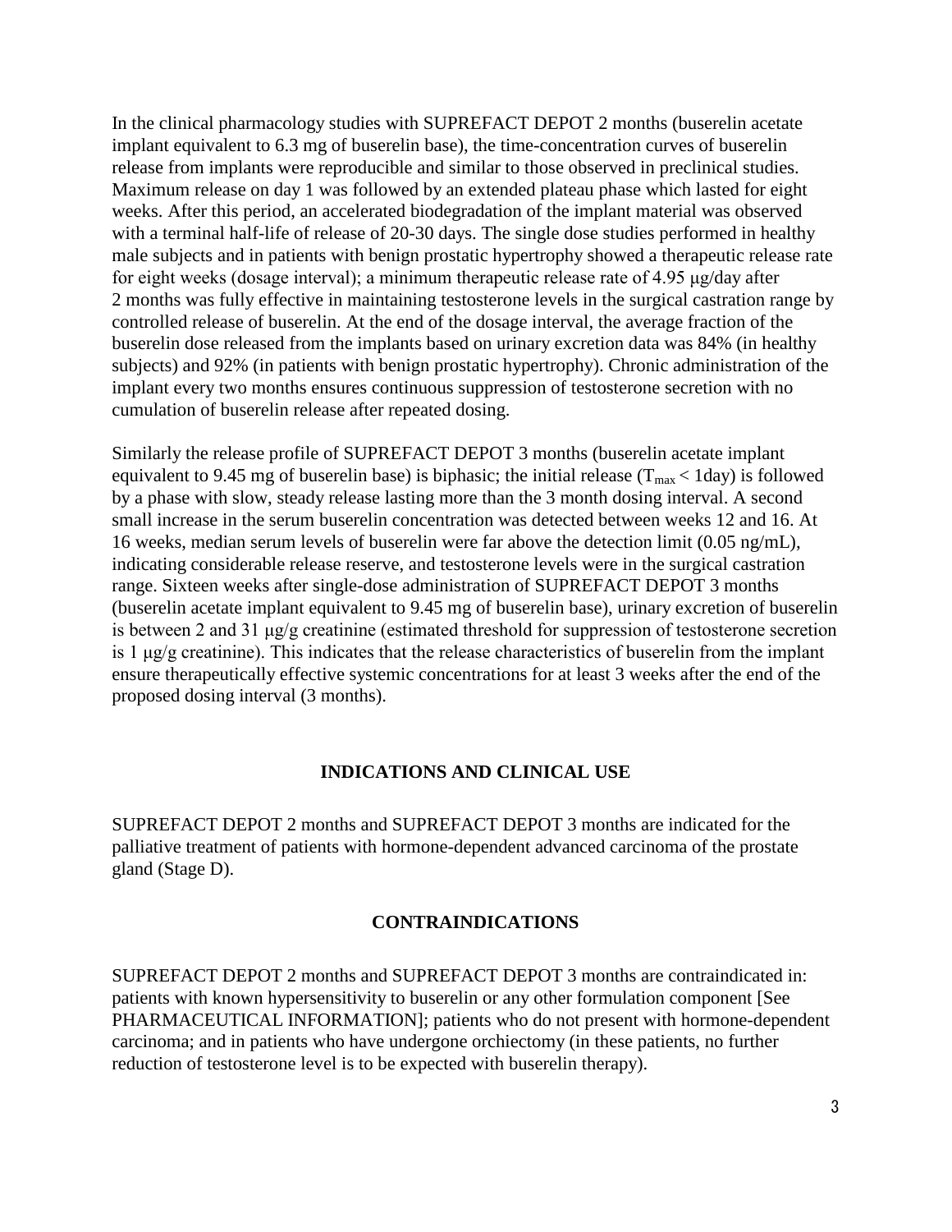In the clinical pharmacology studies with SUPREFACT DEPOT 2 months (buserelin acetate implant equivalent to 6.3 mg of buserelin base), the time-concentration curves of buserelin release from implants were reproducible and similar to those observed in preclinical studies. Maximum release on day 1 was followed by an extended plateau phase which lasted for eight weeks. After this period, an accelerated biodegradation of the implant material was observed with a terminal half-life of release of 20-30 days. The single dose studies performed in healthy male subjects and in patients with benign prostatic hypertrophy showed a therapeutic release rate for eight weeks (dosage interval); a minimum therapeutic release rate of 4.95 μg/day after 2 months was fully effective in maintaining testosterone levels in the surgical castration range by controlled release of buserelin. At the end of the dosage interval, the average fraction of the buserelin dose released from the implants based on urinary excretion data was 84% (in healthy subjects) and 92% (in patients with benign prostatic hypertrophy). Chronic administration of the implant every two months ensures continuous suppression of testosterone secretion with no cumulation of buserelin release after repeated dosing.

Similarly the release profile of SUPREFACT DEPOT 3 months (buserelin acetate implant equivalent to 9.45 mg of buserelin base) is biphasic; the initial release ($T_{max}$ < 1day) is followed by a phase with slow, steady release lasting more than the 3 month dosing interval. A second small increase in the serum buserelin concentration was detected between weeks 12 and 16. At 16 weeks, median serum levels of buserelin were far above the detection limit (0.05 ng/mL), indicating considerable release reserve, and testosterone levels were in the surgical castration range. Sixteen weeks after single-dose administration of SUPREFACT DEPOT 3 months (buserelin acetate implant equivalent to 9.45 mg of buserelin base), urinary excretion of buserelin is between 2 and 31 μg/g creatinine (estimated threshold for suppression of testosterone secretion is 1 μg/g creatinine). This indicates that the release characteristics of buserelin from the implant ensure therapeutically effective systemic concentrations for at least 3 weeks after the end of the proposed dosing interval (3 months).

## INDICATIONS AND CLINICAL USE

SUPREFACT DEPOT 2 months and SUPREFACT DEPOT 3 months are indicated for the palliative treatment of patients with hormone-dependent advanced carcinoma of the prostate gland (Stage D).

## CONTRAINDICATIONS

SUPREFACT DEPOT 2 months and SUPREFACT DEPOT 3 months are contraindicated in: patients with known hypersensitivity to buserelin or any other formulation component [See PHARMACEUTICAL INFORMATION]; patients who do not present with hormone-dependent carcinoma; and in patients who have undergone orchiectomy (in these patients, no further reduction of testosterone level is to be expected with buserelin therapy).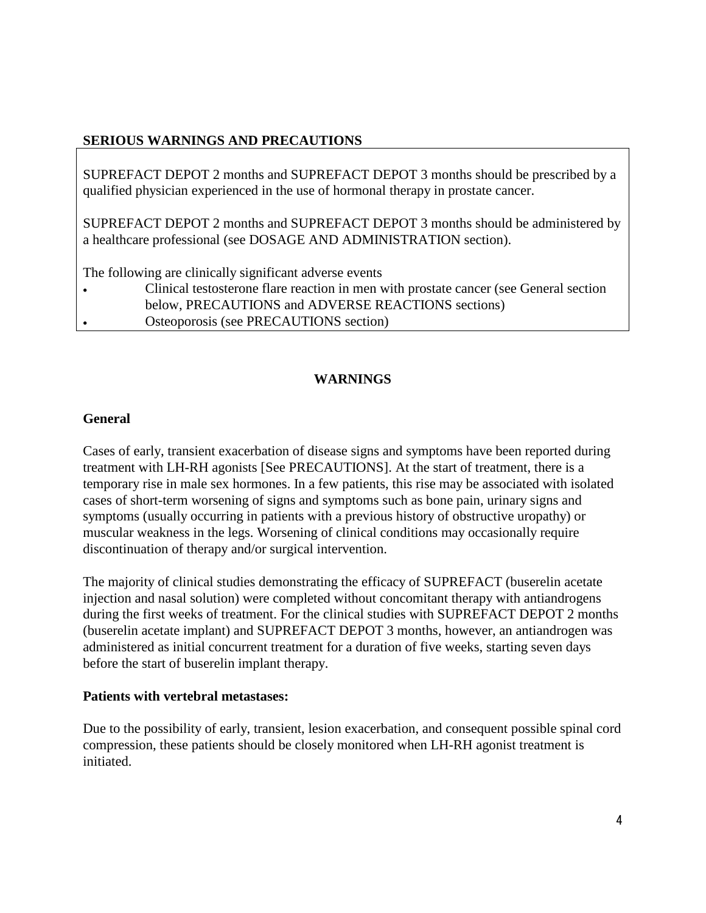**SERIOUS WARNINGS AND PRECAUTIONS**

SUPREFACT DEPOT 2 months and SUPREFACT DEPOT 3 months should be prescribed by a qualified physician experienced in the use of hormonal therapy in prostate cancer.

SUPREFACT DEPOT 2 months and SUPREFACT DEPOT 3 months should be administered by a healthcare professional (see DOSAGE AND ADMINISTRATION section).

The following are clinically significant adverse events

- Clinical testosterone flare reaction in men with prostate cancer (see General section below, PRECAUTIONS and ADVERSE REACTIONS sections)
- Osteoporosis (see PRECAUTIONS section)

## WARNINGS

### General

Cases of early, transient exacerbation of disease signs and symptoms have been reported during treatment with LH-RH agonists [See PRECAUTIONS]. At the start of treatment, there is a temporary rise in male sex hormones. In a few patients, this rise may be associated with isolated cases of short-term worsening of signs and symptoms such as bone pain, urinary signs and symptoms (usually occurring in patients with a previous history of obstructive uropathy) or muscular weakness in the legs. Worsening of clinical conditions may occasionally require discontinuation of therapy and/or surgical intervention.

The majority of clinical studies demonstrating the efficacy of SUPREFACT (buserelin acetate injection and nasal solution) were completed without concomitant therapy with antiandrogens during the first weeks of treatment. For the clinical studies with SUPREFACT DEPOT 2 months (buserelin acetate implant) and SUPREFACT DEPOT 3 months, however, an antiandrogen was administered as initial concurrent treatment for a duration of five weeks, starting seven days before the start of buserelin implant therapy.

### Patients with vertebral metastases:

Due to the possibility of early, transient, lesion exacerbation, and consequent possible spinal cord compression, these patients should be closely monitored when LH-RH agonist treatment is initiated.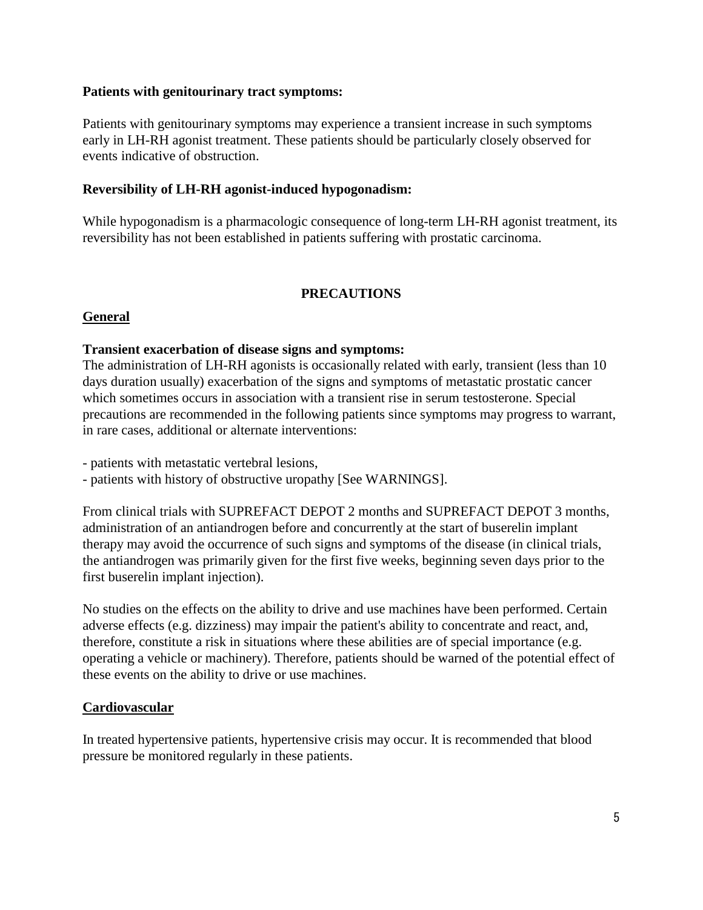**Patients with genitourinary tract symptoms:**

Patients with genitourinary symptoms may experience a transient increase in such symptoms early in LH-RH agonist treatment. These patients should be particularly closely observed for events indicative of obstruction.

**Reversibility of LH-RH agonist-induced hypogonadism:**

While hypogonadism is a pharmacologic consequence of long-term LH-RH agonist treatment, its reversibility has not been established in patients suffering with prostatic carcinoma.

## PRECAUTIONS

### General

**Transient exacerbation of disease signs and symptoms:**
The administration of LH-RH agonists is occasionally related with early, transient (less than 10 days duration usually) exacerbation of the signs and symptoms of metastatic prostatic cancer which sometimes occurs in association with a transient rise in serum testosterone. Special precautions are recommended in the following patients since symptoms may progress to warrant, in rare cases, additional or alternate interventions:

- patients with metastatic vertebral lesions,
- patients with history of obstructive uropathy [See WARNINGS].

From clinical trials with SUPREFACT DEPOT 2 months and SUPREFACT DEPOT 3 months, administration of an antiandrogen before and concurrently at the start of buserelin implant therapy may avoid the occurrence of such signs and symptoms of the disease (in clinical trials, the antiandrogen was primarily given for the first five weeks, beginning seven days prior to the first buserelin implant injection).

No studies on the effects on the ability to drive and use machines have been performed. Certain adverse effects (e.g. dizziness) may impair the patient's ability to concentrate and react, and, therefore, constitute a risk in situations where these abilities are of special importance (e.g. operating a vehicle or machinery). Therefore, patients should be warned of the potential effect of these events on the ability to drive or use machines.

### Cardiovascular

In treated hypertensive patients, hypertensive crisis may occur. It is recommended that blood pressure be monitored regularly in these patients.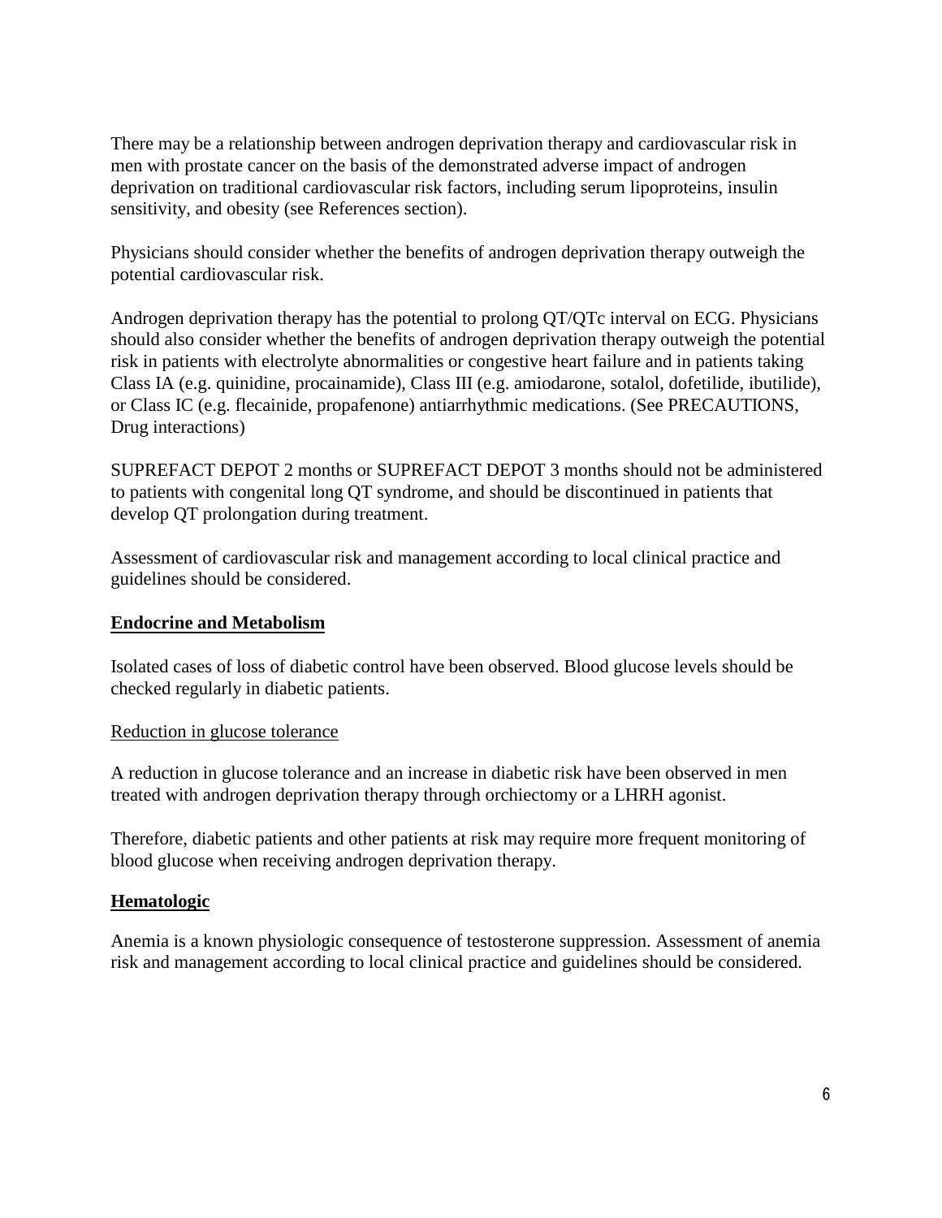There may be a relationship between androgen deprivation therapy and cardiovascular risk in men with prostate cancer on the basis of the demonstrated adverse impact of androgen deprivation on traditional cardiovascular risk factors, including serum lipoproteins, insulin sensitivity, and obesity (see References section).

Physicians should consider whether the benefits of androgen deprivation therapy outweigh the potential cardiovascular risk.

Androgen deprivation therapy has the potential to prolong QT/QTc interval on ECG. Physicians should also consider whether the benefits of androgen deprivation therapy outweigh the potential risk in patients with electrolyte abnormalities or congestive heart failure and in patients taking Class IA (e.g. quinidine, procainamide), Class III (e.g. amiodarone, sotalol, dofetilide, ibutilide), or Class IC (e.g. flecainide, propafenone) antiarrhythmic medications. (See PRECAUTIONS, Drug interactions)

SUPREFACT DEPOT 2 months or SUPREFACT DEPOT 3 months should not be administered to patients with congenital long QT syndrome, and should be discontinued in patients that develop QT prolongation during treatment.

Assessment of cardiovascular risk and management according to local clinical practice and guidelines should be considered.

## Endocrine and Metabolism

Isolated cases of loss of diabetic control have been observed. Blood glucose levels should be checked regularly in diabetic patients.

### Reduction in glucose tolerance

A reduction in glucose tolerance and an increase in diabetic risk have been observed in men treated with androgen deprivation therapy through orchiectomy or a LHRH agonist.

Therefore, diabetic patients and other patients at risk may require more frequent monitoring of blood glucose when receiving androgen deprivation therapy.

## Hematologic

Anemia is a known physiologic consequence of testosterone suppression. Assessment of anemia risk and management according to local clinical practice and guidelines should be considered.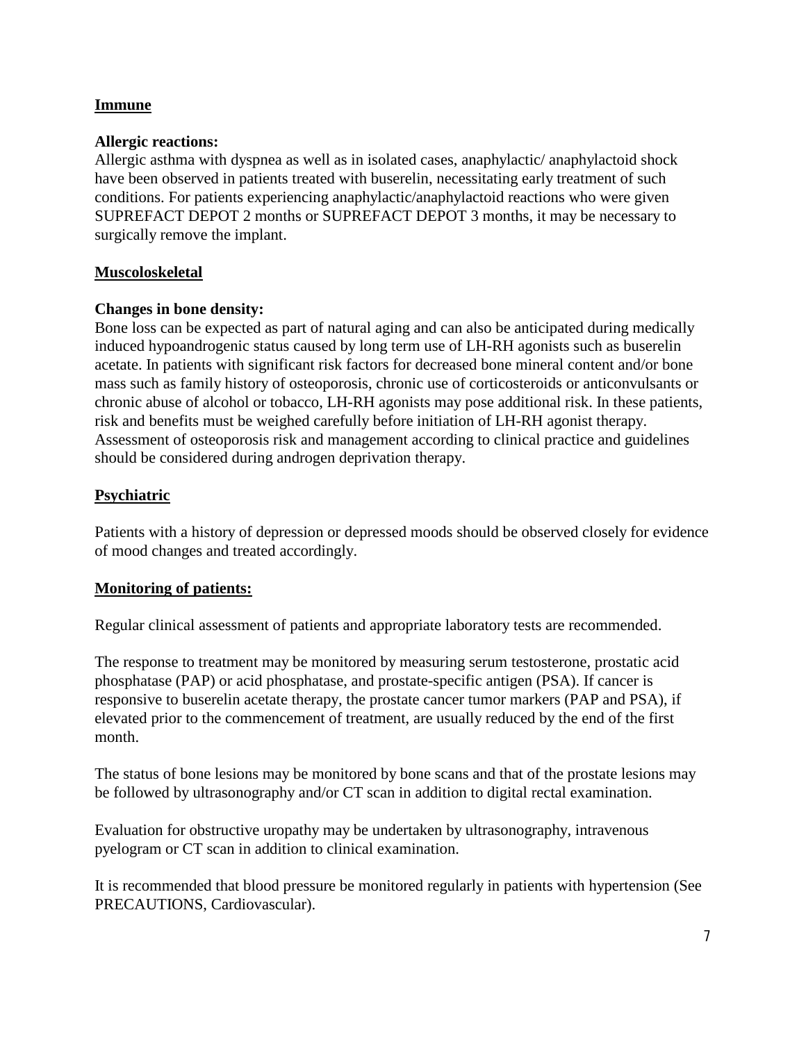**Immune**

**Allergic reactions:**
Allergic asthma with dyspnea as well as in isolated cases, anaphylactic/ anaphylactoid shock have been observed in patients treated with buserelin, necessitating early treatment of such conditions. For patients experiencing anaphylactic/anaphylactoid reactions who were given SUPREFACT DEPOT 2 months or SUPREFACT DEPOT 3 months, it may be necessary to surgically remove the implant.

**Muscoloskeletal**

**Changes in bone density:**
Bone loss can be expected as part of natural aging and can also be anticipated during medically induced hypoandrogenic status caused by long term use of LH-RH agonists such as buserelin acetate. In patients with significant risk factors for decreased bone mineral content and/or bone mass such as family history of osteoporosis, chronic use of corticosteroids or anticonvulsants or chronic abuse of alcohol or tobacco, LH-RH agonists may pose additional risk. In these patients, risk and benefits must be weighed carefully before initiation of LH-RH agonist therapy. Assessment of osteoporosis risk and management according to clinical practice and guidelines should be considered during androgen deprivation therapy.

**Psychiatric**

Patients with a history of depression or depressed moods should be observed closely for evidence of mood changes and treated accordingly.

**Monitoring of patients:**

Regular clinical assessment of patients and appropriate laboratory tests are recommended.

The response to treatment may be monitored by measuring serum testosterone, prostatic acid phosphatase (PAP) or acid phosphatase, and prostate-specific antigen (PSA). If cancer is responsive to buserelin acetate therapy, the prostate cancer tumor markers (PAP and PSA), if elevated prior to the commencement of treatment, are usually reduced by the end of the first month.

The status of bone lesions may be monitored by bone scans and that of the prostate lesions may be followed by ultrasonography and/or CT scan in addition to digital rectal examination.

Evaluation for obstructive uropathy may be undertaken by ultrasonography, intravenous pyelogram or CT scan in addition to clinical examination.

It is recommended that blood pressure be monitored regularly in patients with hypertension (See PRECAUTIONS, Cardiovascular).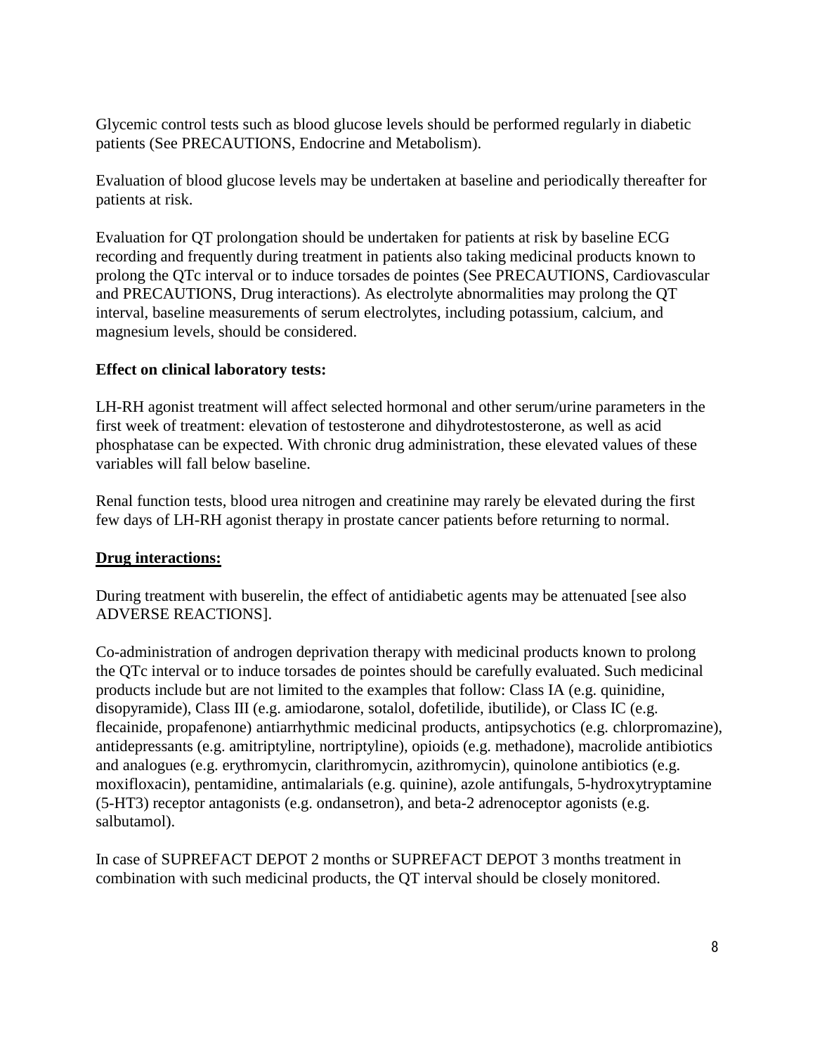Glycemic control tests such as blood glucose levels should be performed regularly in diabetic patients (See PRECAUTIONS, Endocrine and Metabolism).

Evaluation of blood glucose levels may be undertaken at baseline and periodically thereafter for patients at risk.

Evaluation for QT prolongation should be undertaken for patients at risk by baseline ECG recording and frequently during treatment in patients also taking medicinal products known to prolong the QTc interval or to induce torsades de pointes (See PRECAUTIONS, Cardiovascular and PRECAUTIONS, Drug interactions). As electrolyte abnormalities may prolong the QT interval, baseline measurements of serum electrolytes, including potassium, calcium, and magnesium levels, should be considered.

**Effect on clinical laboratory tests:**

LH-RH agonist treatment will affect selected hormonal and other serum/urine parameters in the first week of treatment: elevation of testosterone and dihydrotestosterone, as well as acid phosphatase can be expected. With chronic drug administration, these elevated values of these variables will fall below baseline.

Renal function tests, blood urea nitrogen and creatinine may rarely be elevated during the first few days of LH-RH agonist therapy in prostate cancer patients before returning to normal.

**Drug interactions:**

During treatment with buserelin, the effect of antidiabetic agents may be attenuated [see also ADVERSE REACTIONS].

Co-administration of androgen deprivation therapy with medicinal products known to prolong the QTc interval or to induce torsades de pointes should be carefully evaluated. Such medicinal products include but are not limited to the examples that follow: Class IA (e.g. quinidine, disopyramide), Class III (e.g. amiodarone, sotalol, dofetilide, ibutilide), or Class IC (e.g. flecainide, propafenone) antiarrhythmic medicinal products, antipsychotics (e.g. chlorpromazine), antidepressants (e.g. amitriptyline, nortriptyline), opioids (e.g. methadone), macrolide antibiotics and analogues (e.g. erythromycin, clarithromycin, azithromycin), quinolone antibiotics (e.g. moxifloxacin), pentamidine, antimalarials (e.g. quinine), azole antifungals, 5-hydroxytryptamine (5-HT3) receptor antagonists (e.g. ondansetron), and beta-2 adrenoceptor agonists (e.g. salbutamol).

In case of SUPREFACT DEPOT 2 months or SUPREFACT DEPOT 3 months treatment in combination with such medicinal products, the QT interval should be closely monitored.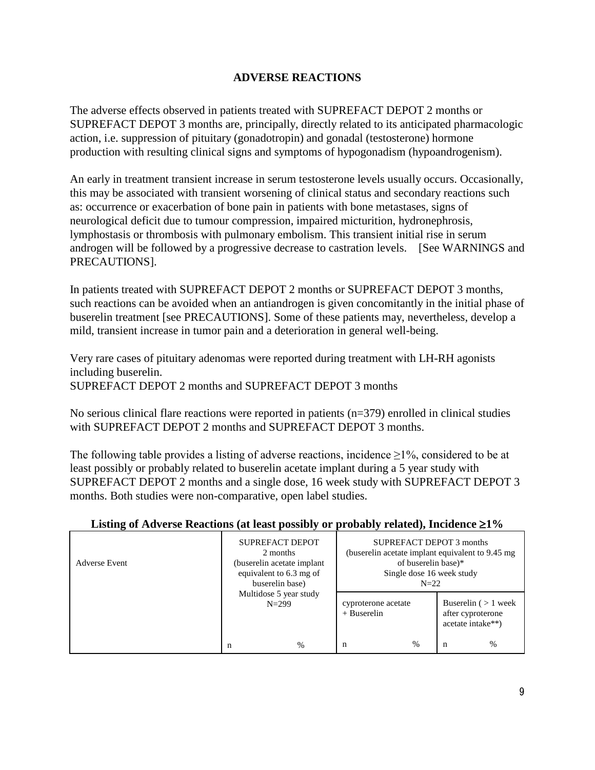## ADVERSE REACTIONS

The adverse effects observed in patients treated with SUPREFACT DEPOT 2 months or SUPREFACT DEPOT 3 months are, principally, directly related to its anticipated pharmacologic action, i.e. suppression of pituitary (gonadotropin) and gonadal (testosterone) hormone production with resulting clinical signs and symptoms of hypogonadism (hypoandrogenism).

An early in treatment transient increase in serum testosterone levels usually occurs. Occasionally, this may be associated with transient worsening of clinical status and secondary reactions such as: occurrence or exacerbation of bone pain in patients with bone metastases, signs of neurological deficit due to tumour compression, impaired micturition, hydronephrosis, lymphostasis or thrombosis with pulmonary embolism. This transient initial rise in serum androgen will be followed by a progressive decrease to castration levels. [See WARNINGS and PRECAUTIONS].

In patients treated with SUPREFACT DEPOT 2 months or SUPREFACT DEPOT 3 months, such reactions can be avoided when an antiandrogen is given concomitantly in the initial phase of buserelin treatment [see PRECAUTIONS]. Some of these patients may, nevertheless, develop a mild, transient increase in tumor pain and a deterioration in general well-being.

Very rare cases of pituitary adenomas were reported during treatment with LH-RH agonists including buserelin.

SUPREFACT DEPOT 2 months and SUPREFACT DEPOT 3 months

No serious clinical flare reactions were reported in patients (n=379) enrolled in clinical studies with SUPREFACT DEPOT 2 months and SUPREFACT DEPOT 3 months.

The following table provides a listing of adverse reactions, incidence ≥1%, considered to be at least possibly or probably related to buserelin acetate implant during a 5 year study with SUPREFACT DEPOT 2 months and a single dose, 16 week study with SUPREFACT DEPOT 3 months. Both studies were non-comparative, open label studies.

**Listing of Adverse Reactions (at least possibly or probably related), Incidence ≥1%**

| Adverse Event | SUPREFACT DEPOT 2 months (buserelin acetate implant equivalent to 6.3 mg of buserelin base) Multidose 5 year study N=299 | | SUPREFACT DEPOT 3 months (buserelin acetate implant equivalent to 9.45 mg of buserelin base)* Single dose 16 week study N=22 | | | |
|---|---|---|---|---|---|---|
| | | | cyproterone acetate + Buserelin | | Buserelin ( > 1 week after cyproterone acetate intake**) | |
| | n | % | n | % | n | % |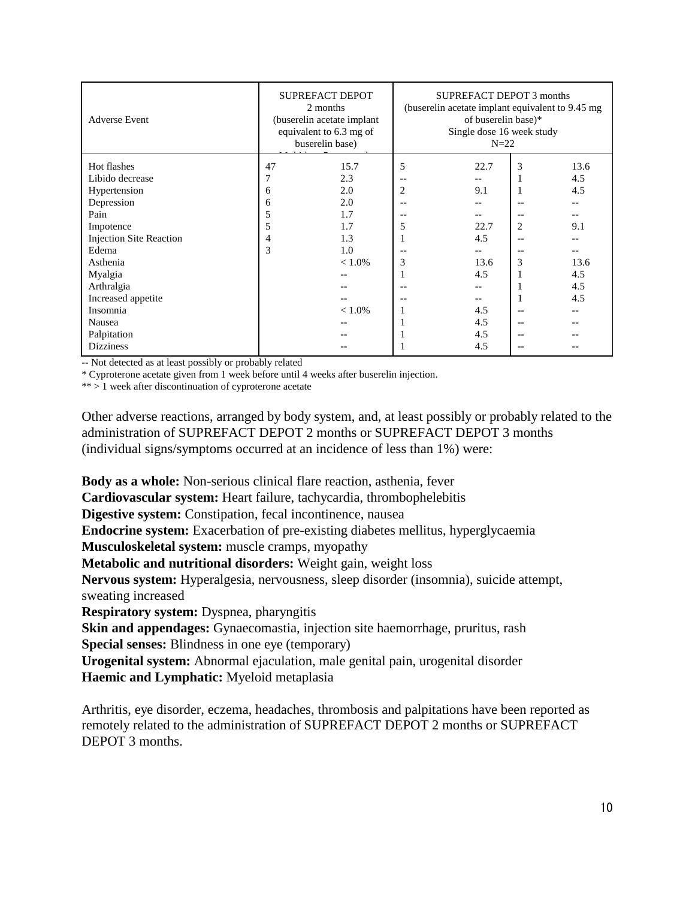| Adverse Event | SUPREFACT DEPOT 2 months (buserelin acetate implant equivalent to 6.3 mg of buserelin base) | | SUPREFACT DEPOT 3 months (buserelin acetate implant equivalent to 9.45 mg of buserelin base)* Single dose 16 week study N=22 | | | |
|---|---|---|---|---|---|---|
| Hot flashes | 47 | 15.7 | 5 | 22.7 | 3 | 13.6 |
| Libido decrease | 7 | 2.3 | -- | -- | 1 | 4.5 |
| Hypertension | 6 | 2.0 | 2 | 9.1 | 1 | 4.5 |
| Depression | 6 | 2.0 | -- | -- | -- | -- |
| Pain | 5 | 1.7 | -- | -- | -- | -- |
| Impotence | 5 | 1.7 | 5 | 22.7 | 2 | 9.1 |
| Injection Site Reaction | 4 | 1.3 | 1 | 4.5 | -- | -- |
| Edema | 3 | 1.0 | -- | -- | -- | -- |
| Asthenia | | < 1.0% | 3 | 13.6 | 3 | 13.6 |
| Myalgia | | -- | 1 | 4.5 | 1 | 4.5 |
| Arthralgia | | -- | -- | -- | 1 | 4.5 |
| Increased appetite | | -- | -- | -- | 1 | 4.5 |
| Insomnia | | < 1.0% | 1 | 4.5 | -- | -- |
| Nausea | | -- | 1 | 4.5 | -- | -- |
| Palpitation | | -- | 1 | 4.5 | -- | -- |
| Dizziness | | -- | 1 | 4.5 | -- | -- |

-- Not detected as at least possibly or probably related

* Cyproterone acetate given from 1 week before until 4 weeks after buserelin injection.

** > 1 week after discontinuation of cyproterone acetate

Other adverse reactions, arranged by body system, and, at least possibly or probably related to the administration of SUPREFACT DEPOT 2 months or SUPREFACT DEPOT 3 months (individual signs/symptoms occurred at an incidence of less than 1%) were:

**Body as a whole:** Non-serious clinical flare reaction, asthenia, fever
**Cardiovascular system:** Heart failure, tachycardia, thrombophelebitis
**Digestive system:** Constipation, fecal incontinence, nausea
**Endocrine system:** Exacerbation of pre-existing diabetes mellitus, hyperglycaemia
**Musculoskeletal system:** muscle cramps, myopathy
**Metabolic and nutritional disorders:** Weight gain, weight loss
**Nervous system:** Hyperalgesia, nervousness, sleep disorder (insomnia), suicide attempt, sweating increased
**Respiratory system:** Dyspnea, pharyngitis
**Skin and appendages:** Gynaecomastia, injection site haemorrhage, pruritus, rash
**Special senses:** Blindness in one eye (temporary)
**Urogenital system:** Abnormal ejaculation, male genital pain, urogenital disorder
**Haemic and Lymphatic:** Myeloid metaplasia

Arthritis, eye disorder, eczema, headaches, thrombosis and palpitations have been reported as remotely related to the administration of SUPREFACT DEPOT 2 months or SUPREFACT DEPOT 3 months.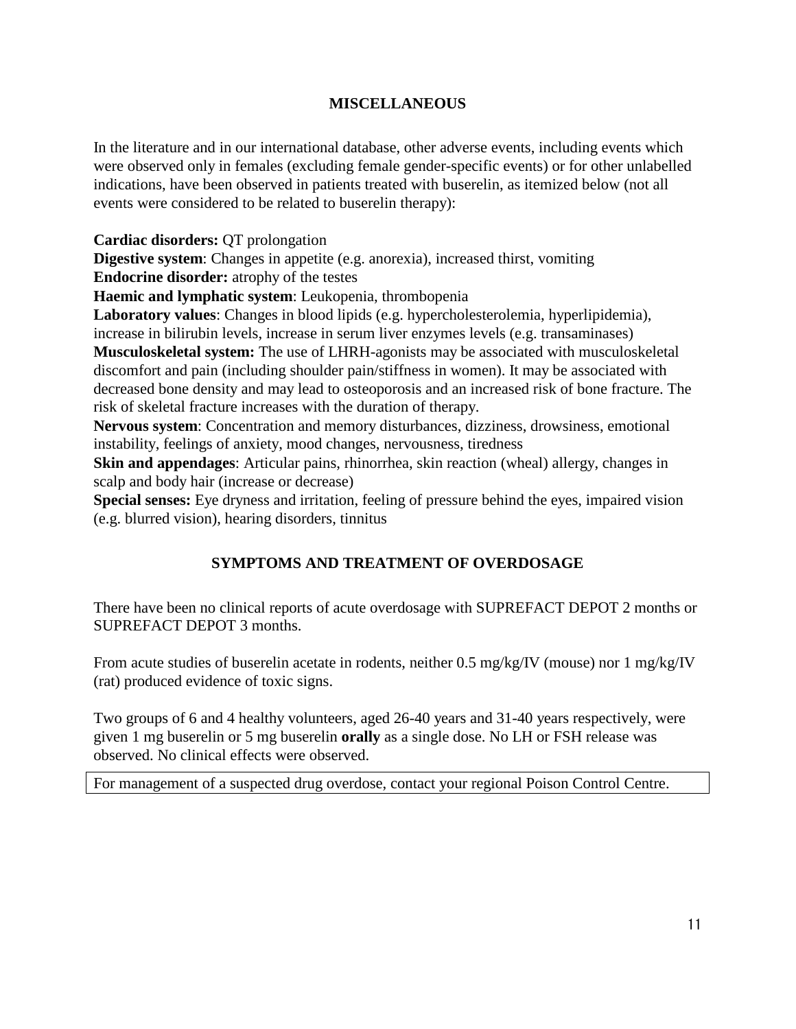## MISCELLANEOUS

In the literature and in our international database, other adverse events, including events which were observed only in females (excluding female gender-specific events) or for other unlabelled indications, have been observed in patients treated with buserelin, as itemized below (not all events were considered to be related to buserelin therapy):

**Cardiac disorders:** QT prolongation
**Digestive system**: Changes in appetite (e.g. anorexia), increased thirst, vomiting
**Endocrine disorder:** atrophy of the testes
**Haemic and lymphatic system**: Leukopenia, thrombopenia
**Laboratory values**: Changes in blood lipids (e.g. hypercholesterolemia, hyperlipidemia), increase in bilirubin levels, increase in serum liver enzymes levels (e.g. transaminases)
**Musculoskeletal system:** The use of LHRH-agonists may be associated with musculoskeletal discomfort and pain (including shoulder pain/stiffness in women). It may be associated with decreased bone density and may lead to osteoporosis and an increased risk of bone fracture. The risk of skeletal fracture increases with the duration of therapy.
**Nervous system**: Concentration and memory disturbances, dizziness, drowsiness, emotional instability, feelings of anxiety, mood changes, nervousness, tiredness
**Skin and appendages**: Articular pains, rhinorrhea, skin reaction (wheal) allergy, changes in scalp and body hair (increase or decrease)
**Special senses:** Eye dryness and irritation, feeling of pressure behind the eyes, impaired vision (e.g. blurred vision), hearing disorders, tinnitus

## SYMPTOMS AND TREATMENT OF OVERDOSAGE

There have been no clinical reports of acute overdosage with SUPREFACT DEPOT 2 months or SUPREFACT DEPOT 3 months.

From acute studies of buserelin acetate in rodents, neither 0.5 mg/kg/IV (mouse) nor 1 mg/kg/IV (rat) produced evidence of toxic signs.

Two groups of 6 and 4 healthy volunteers, aged 26-40 years and 31-40 years respectively, were given 1 mg buserelin or 5 mg buserelin **orally** as a single dose. No LH or FSH release was observed. No clinical effects were observed.

| For management of a suspected drug overdose, contact your regional Poison Control Centre. |
|---|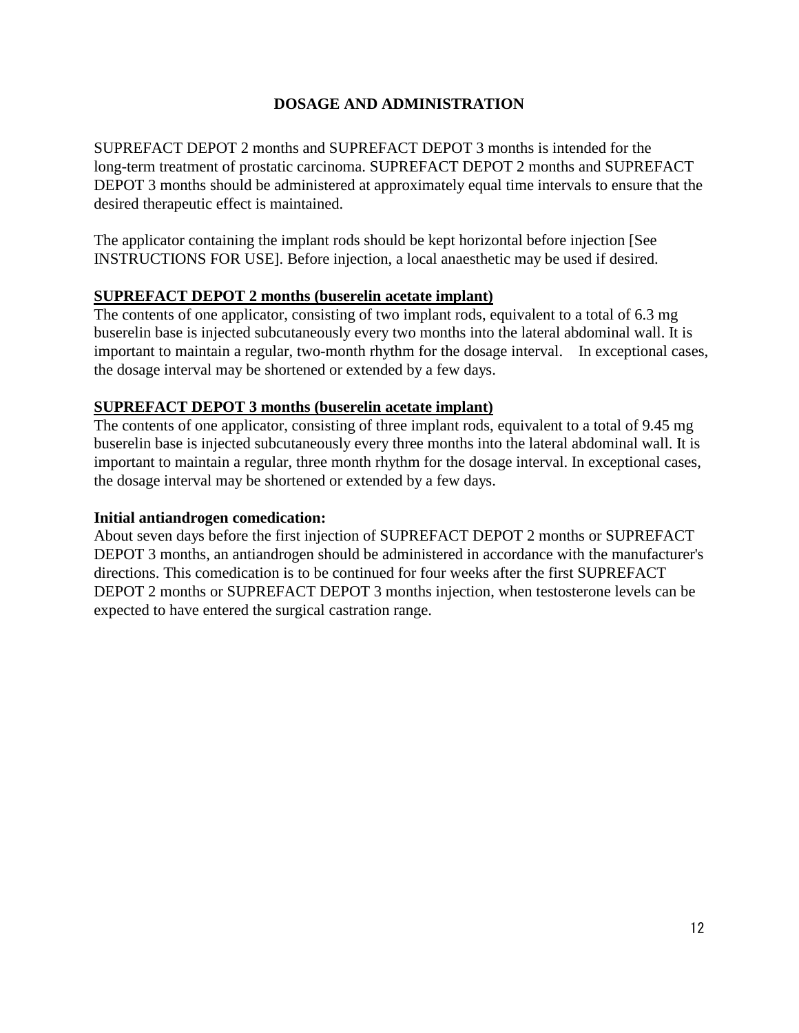## DOSAGE AND ADMINISTRATION

SUPREFACT DEPOT 2 months and SUPREFACT DEPOT 3 months is intended for the long-term treatment of prostatic carcinoma. SUPREFACT DEPOT 2 months and SUPREFACT DEPOT 3 months should be administered at approximately equal time intervals to ensure that the desired therapeutic effect is maintained.

The applicator containing the implant rods should be kept horizontal before injection [See INSTRUCTIONS FOR USE]. Before injection, a local anaesthetic may be used if desired.

### SUPREFACT DEPOT 2 months (buserelin acetate implant)

The contents of one applicator, consisting of two implant rods, equivalent to a total of 6.3 mg buserelin base is injected subcutaneously every two months into the lateral abdominal wall. It is important to maintain a regular, two-month rhythm for the dosage interval. In exceptional cases, the dosage interval may be shortened or extended by a few days.

### SUPREFACT DEPOT 3 months (buserelin acetate implant)

The contents of one applicator, consisting of three implant rods, equivalent to a total of 9.45 mg buserelin base is injected subcutaneously every three months into the lateral abdominal wall. It is important to maintain a regular, three month rhythm for the dosage interval. In exceptional cases, the dosage interval may be shortened or extended by a few days.

**Initial antiandrogen comedication:**

About seven days before the first injection of SUPREFACT DEPOT 2 months or SUPREFACT DEPOT 3 months, an antiandrogen should be administered in accordance with the manufacturer's directions. This comedication is to be continued for four weeks after the first SUPREFACT DEPOT 2 months or SUPREFACT DEPOT 3 months injection, when testosterone levels can be expected to have entered the surgical castration range.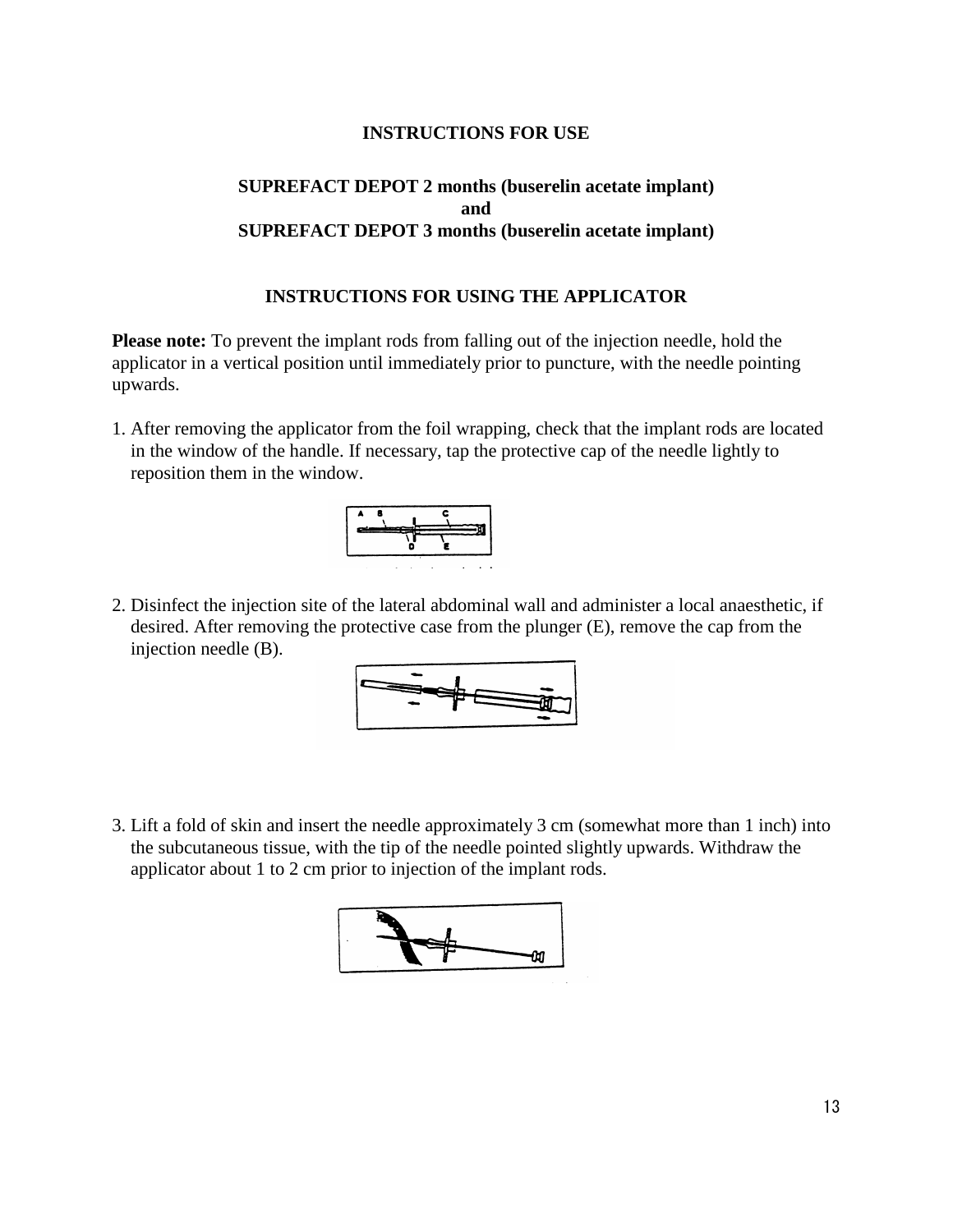**INSTRUCTIONS FOR USE**

**SUPREFACT DEPOT 2 months (buserelin acetate implant)**
**and**
**SUPREFACT DEPOT 3 months (buserelin acetate implant)**

**INSTRUCTIONS FOR USING THE APPLICATOR**

**Please note:** To prevent the implant rods from falling out of the injection needle, hold the applicator in a vertical position until immediately prior to puncture, with the needle pointing upwards.

1. After removing the applicator from the foil wrapping, check that the implant rods are located in the window of the handle. If necessary, tap the protective cap of the needle lightly to reposition them in the window.

2. Disinfect the injection site of the lateral abdominal wall and administer a local anaesthetic, if desired. After removing the protective case from the plunger (E), remove the cap from the injection needle (B).

3. Lift a fold of skin and insert the needle approximately 3 cm (somewhat more than 1 inch) into the subcutaneous tissue, with the tip of the needle pointed slightly upwards. Withdraw the applicator about 1 to 2 cm prior to injection of the implant rods.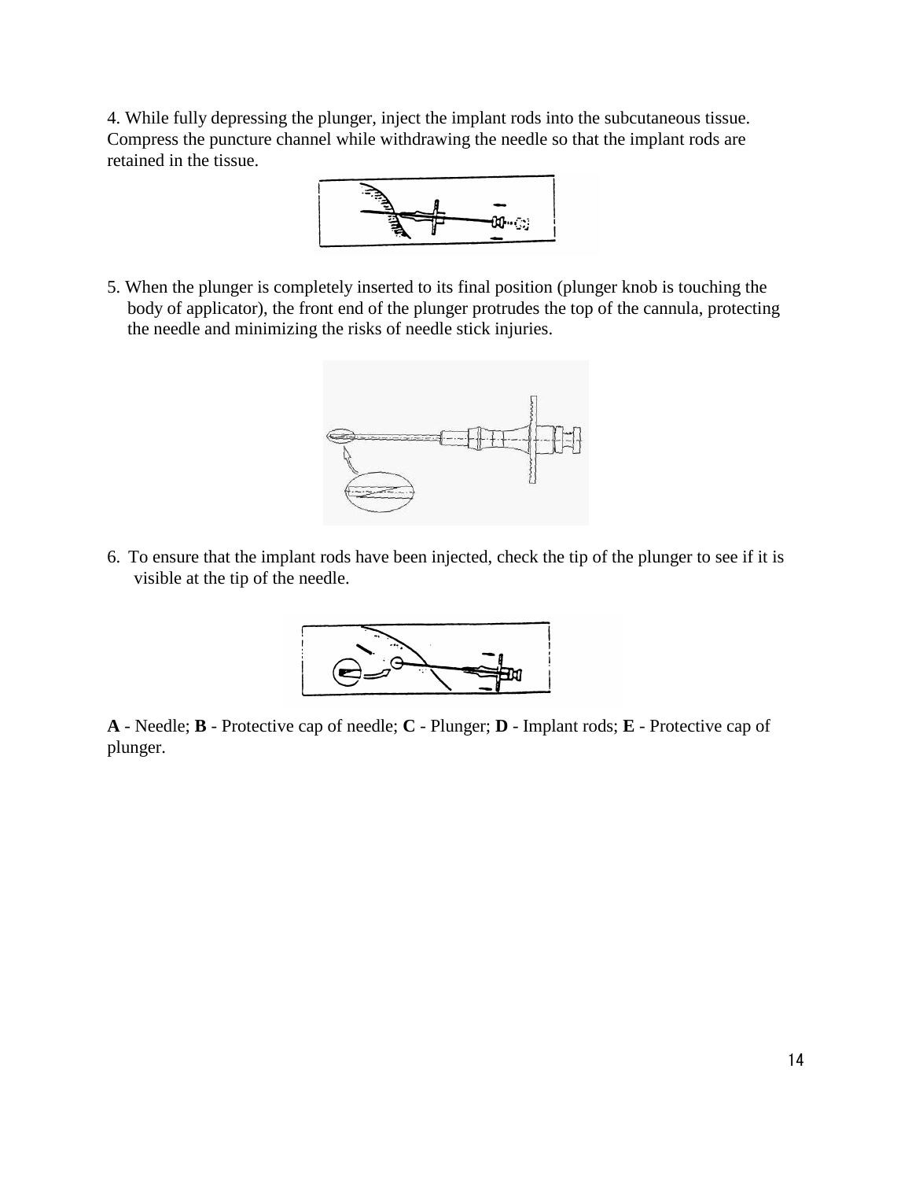4. While fully depressing the plunger, inject the implant rods into the subcutaneous tissue. Compress the puncture channel while withdrawing the needle so that the implant rods are retained in the tissue.

5. When the plunger is completely inserted to its final position (plunger knob is touching the body of applicator), the front end of the plunger protrudes the top of the cannula, protecting the needle and minimizing the risks of needle stick injuries.

6. To ensure that the implant rods have been injected, check the tip of the plunger to see if it is visible at the tip of the needle.

**A** - Needle; **B** - Protective cap of needle; **C** - Plunger; **D** - Implant rods; **E** - Protective cap of plunger.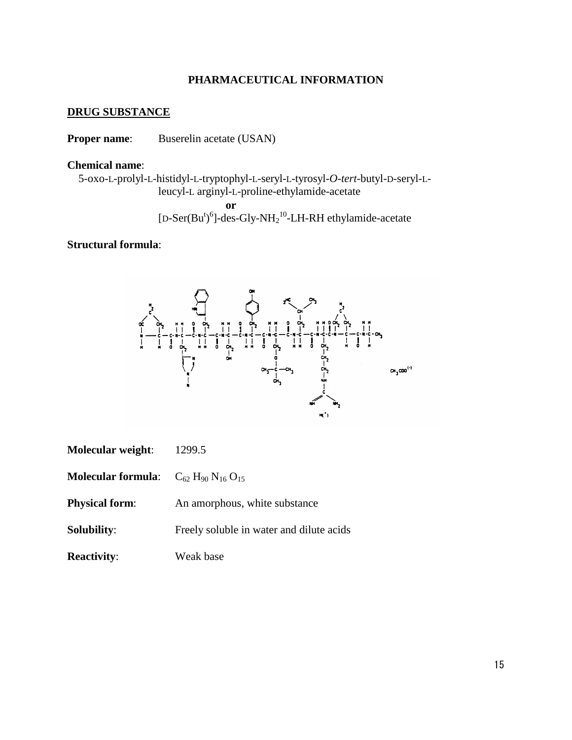## PHARMACEUTICAL INFORMATION

### DRUG SUBSTANCE

**Proper name**: Buserelin acetate (USAN)

**Chemical name**:

5-oxo-L-prolyl-L-histidyl-L-tryptophyl-L-seryl-L-tyrosyl-*O*-*tert*-butyl-D-seryl-L-leucyl-L arginyl-L-proline-ethylamide-acetate

**or**

[D-Ser(Bu$^t$)$^6$]-des-Gly-$NH_2$$^{10}$-LH-RH ethylamide-acetate

**Structural formula**:

**Molecular weight**: 1299.5

**Molecular formula**: $C_{62}H_{90}N_{16}O_{15}$

**Physical form**: An amorphous, white substance

**Solubility**: Freely soluble in water and dilute acids

**Reactivity**: Weak base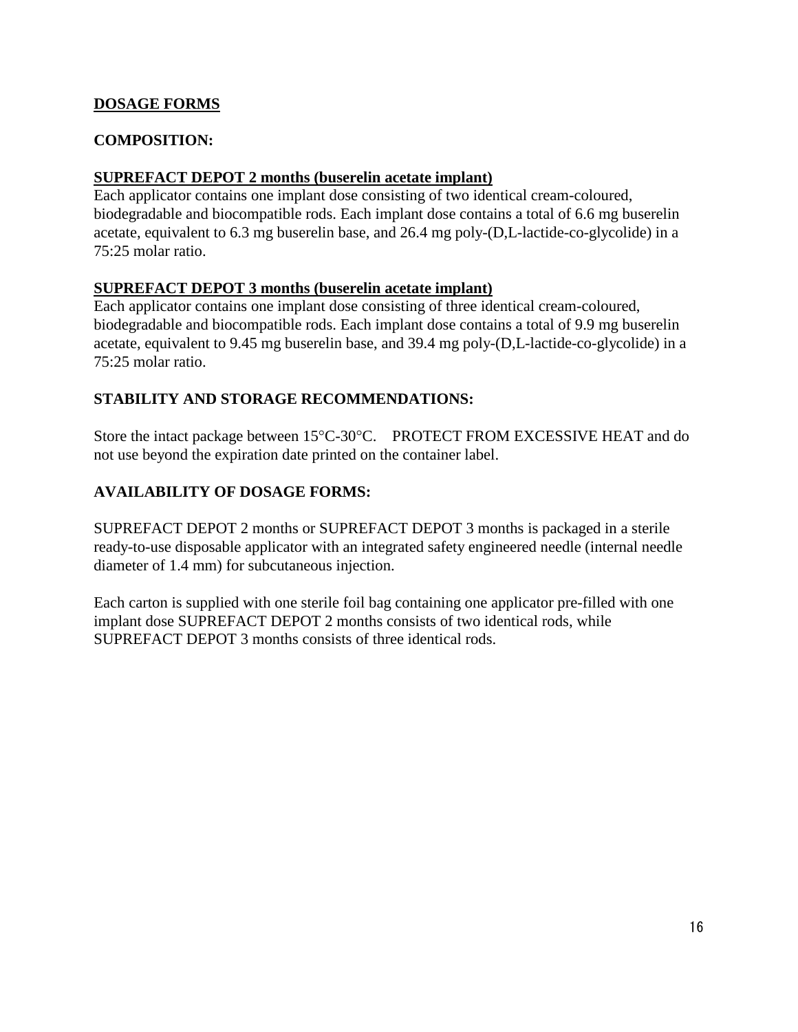## <u>DOSAGE FORMS</u>

### COMPOSITION:

**<u>SUPREFACT DEPOT 2 months (buserelin acetate implant)</u>**
Each applicator contains one implant dose consisting of two identical cream-coloured, biodegradable and biocompatible rods. Each implant dose contains a total of 6.6 mg buserelin acetate, equivalent to 6.3 mg buserelin base, and 26.4 mg poly-(D,L-lactide-co-glycolide) in a 75:25 molar ratio.

**<u>SUPREFACT DEPOT 3 months (buserelin acetate implant)</u>**
Each applicator contains one implant dose consisting of three identical cream-coloured, biodegradable and biocompatible rods. Each implant dose contains a total of 9.9 mg buserelin acetate, equivalent to 9.45 mg buserelin base, and 39.4 mg poly-(D,L-lactide-co-glycolide) in a 75:25 molar ratio.

### STABILITY AND STORAGE RECOMMENDATIONS:

Store the intact package between 15°C-30°C. PROTECT FROM EXCESSIVE HEAT and do not use beyond the expiration date printed on the container label.

### AVAILABILITY OF DOSAGE FORMS:

SUPREFACT DEPOT 2 months or SUPREFACT DEPOT 3 months is packaged in a sterile ready-to-use disposable applicator with an integrated safety engineered needle (internal needle diameter of 1.4 mm) for subcutaneous injection.

Each carton is supplied with one sterile foil bag containing one applicator pre-filled with one implant dose SUPREFACT DEPOT 2 months consists of two identical rods, while SUPREFACT DEPOT 3 months consists of three identical rods.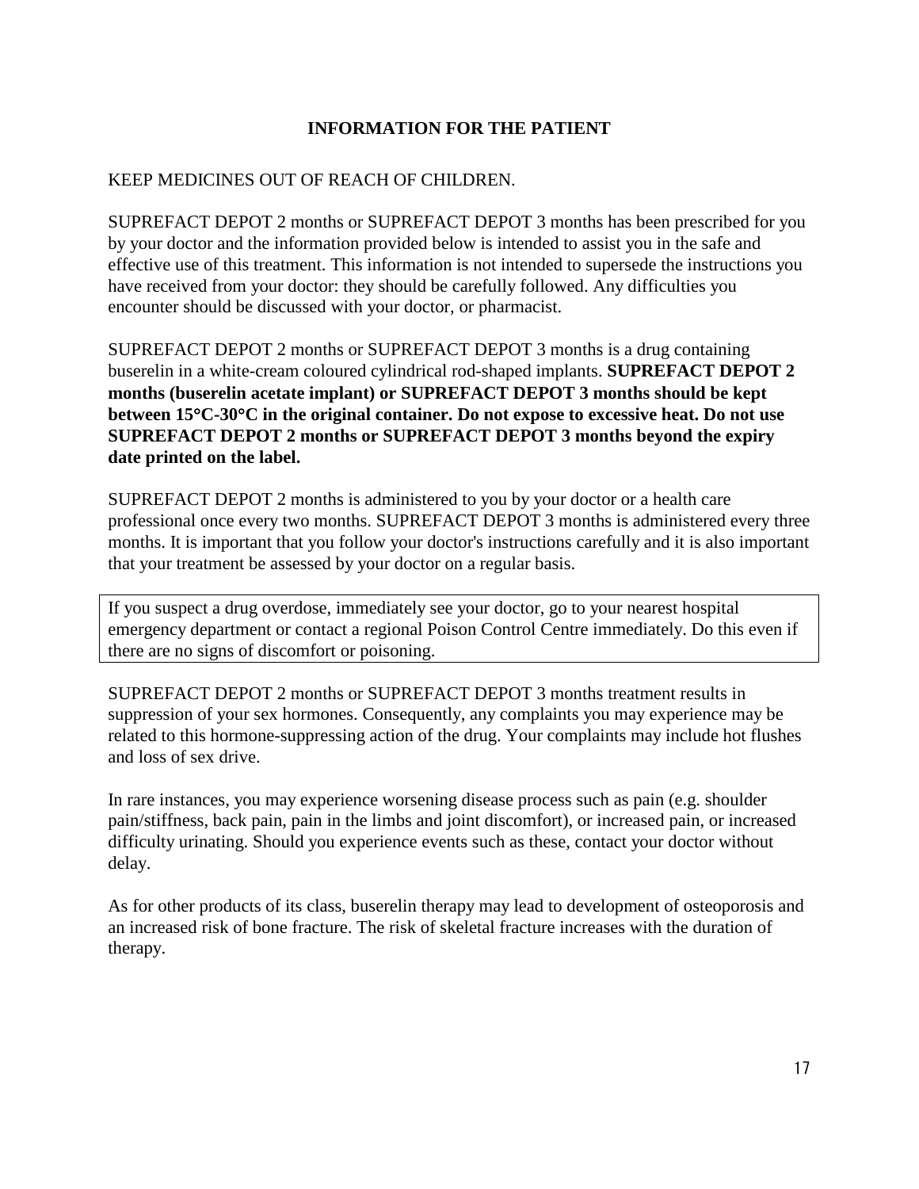## INFORMATION FOR THE PATIENT

KEEP MEDICINES OUT OF REACH OF CHILDREN.

SUPREFACT DEPOT 2 months or SUPREFACT DEPOT 3 months has been prescribed for you by your doctor and the information provided below is intended to assist you in the safe and effective use of this treatment. This information is not intended to supersede the instructions you have received from your doctor: they should be carefully followed. Any difficulties you encounter should be discussed with your doctor, or pharmacist.

SUPREFACT DEPOT 2 months or SUPREFACT DEPOT 3 months is a drug containing buserelin in a white-cream coloured cylindrical rod-shaped implants. **SUPREFACT DEPOT 2 months (buserelin acetate implant) or SUPREFACT DEPOT 3 months should be kept between 15°C-30°C in the original container. Do not expose to excessive heat. Do not use SUPREFACT DEPOT 2 months or SUPREFACT DEPOT 3 months beyond the expiry date printed on the label.**

SUPREFACT DEPOT 2 months is administered to you by your doctor or a health care professional once every two months. SUPREFACT DEPOT 3 months is administered every three months. It is important that you follow your doctor's instructions carefully and it is also important that your treatment be assessed by your doctor on a regular basis.

| If you suspect a drug overdose, immediately see your doctor, go to your nearest hospital emergency department or contact a regional Poison Control Centre immediately. Do this even if there are no signs of discomfort or poisoning. |
| --- |

SUPREFACT DEPOT 2 months or SUPREFACT DEPOT 3 months treatment results in suppression of your sex hormones. Consequently, any complaints you may experience may be related to this hormone-suppressing action of the drug. Your complaints may include hot flushes and loss of sex drive.

In rare instances, you may experience worsening disease process such as pain (e.g. shoulder pain/stiffness, back pain, pain in the limbs and joint discomfort), or increased pain, or increased difficulty urinating. Should you experience events such as these, contact your doctor without delay.

As for other products of its class, buserelin therapy may lead to development of osteoporosis and an increased risk of bone fracture. The risk of skeletal fracture increases with the duration of therapy.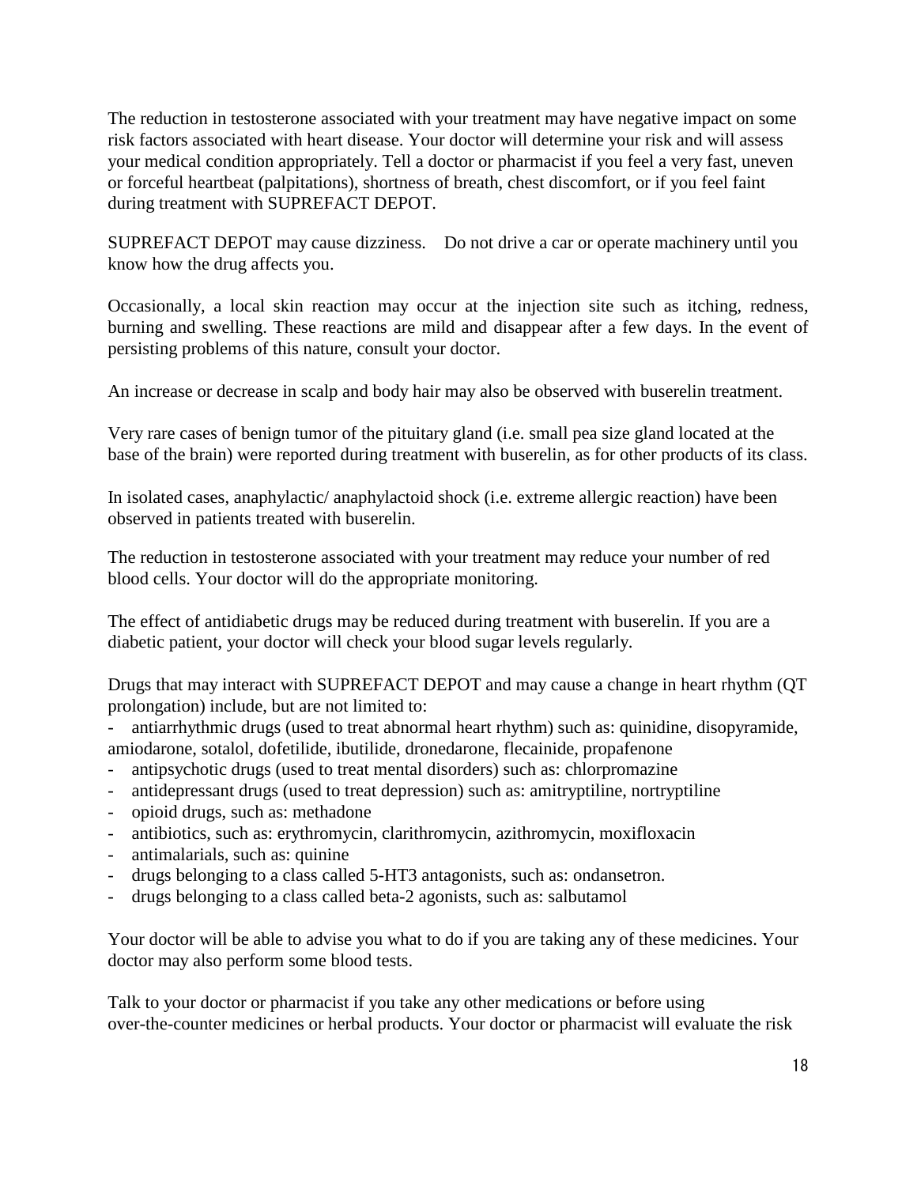The reduction in testosterone associated with your treatment may have negative impact on some risk factors associated with heart disease. Your doctor will determine your risk and will assess your medical condition appropriately. Tell a doctor or pharmacist if you feel a very fast, uneven or forceful heartbeat (palpitations), shortness of breath, chest discomfort, or if you feel faint during treatment with SUPREFACT DEPOT.

SUPREFACT DEPOT may cause dizziness. Do not drive a car or operate machinery until you know how the drug affects you.

Occasionally, a local skin reaction may occur at the injection site such as itching, redness, burning and swelling. These reactions are mild and disappear after a few days. In the event of persisting problems of this nature, consult your doctor.

An increase or decrease in scalp and body hair may also be observed with buserelin treatment.

Very rare cases of benign tumor of the pituitary gland (i.e. small pea size gland located at the base of the brain) were reported during treatment with buserelin, as for other products of its class.

In isolated cases, anaphylactic/ anaphylactoid shock (i.e. extreme allergic reaction) have been observed in patients treated with buserelin.

The reduction in testosterone associated with your treatment may reduce your number of red blood cells. Your doctor will do the appropriate monitoring.

The effect of antidiabetic drugs may be reduced during treatment with buserelin. If you are a diabetic patient, your doctor will check your blood sugar levels regularly.

Drugs that may interact with SUPREFACT DEPOT and may cause a change in heart rhythm (QT prolongation) include, but are not limited to:

- antiarrhythmic drugs (used to treat abnormal heart rhythm) such as: quinidine, disopyramide, amiodarone, sotalol, dofetilide, ibutilide, dronedarone, flecainide, propafenone
- antipsychotic drugs (used to treat mental disorders) such as: chlorpromazine
- antidepressant drugs (used to treat depression) such as: amitryptiline, nortryptiline
- opioid drugs, such as: methadone
- antibiotics, such as: erythromycin, clarithromycin, azithromycin, moxifloxacin
- antimalarials, such as: quinine
- drugs belonging to a class called 5-HT3 antagonists, such as: ondansetron.
- drugs belonging to a class called beta-2 agonists, such as: salbutamol

Your doctor will be able to advise you what to do if you are taking any of these medicines. Your doctor may also perform some blood tests.

Talk to your doctor or pharmacist if you take any other medications or before using over-the-counter medicines or herbal products. Your doctor or pharmacist will evaluate the risk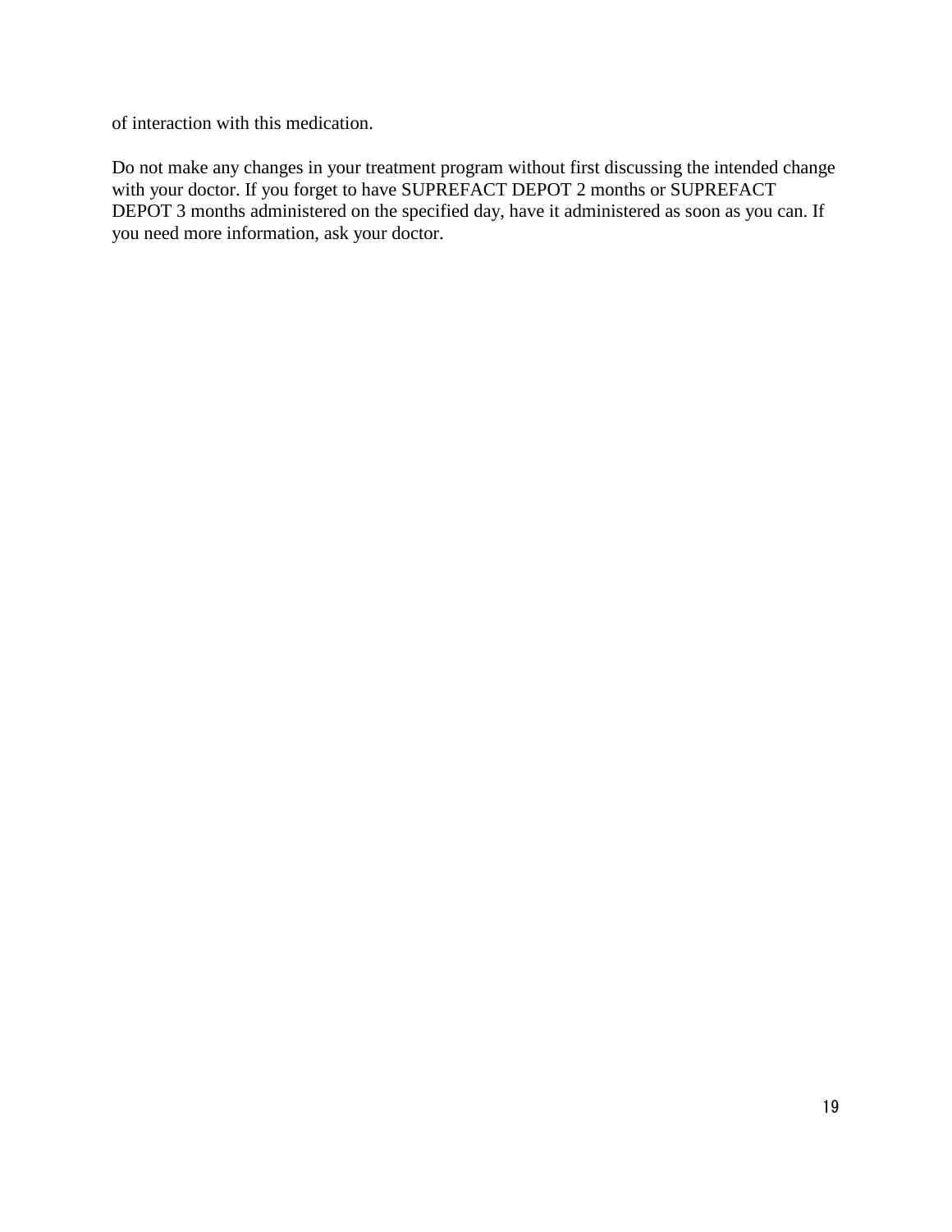of interaction with this medication.

Do not make any changes in your treatment program without first discussing the intended change with your doctor. If you forget to have SUPREFACT DEPOT 2 months or SUPREFACT DEPOT 3 months administered on the specified day, have it administered as soon as you can. If you need more information, ask your doctor.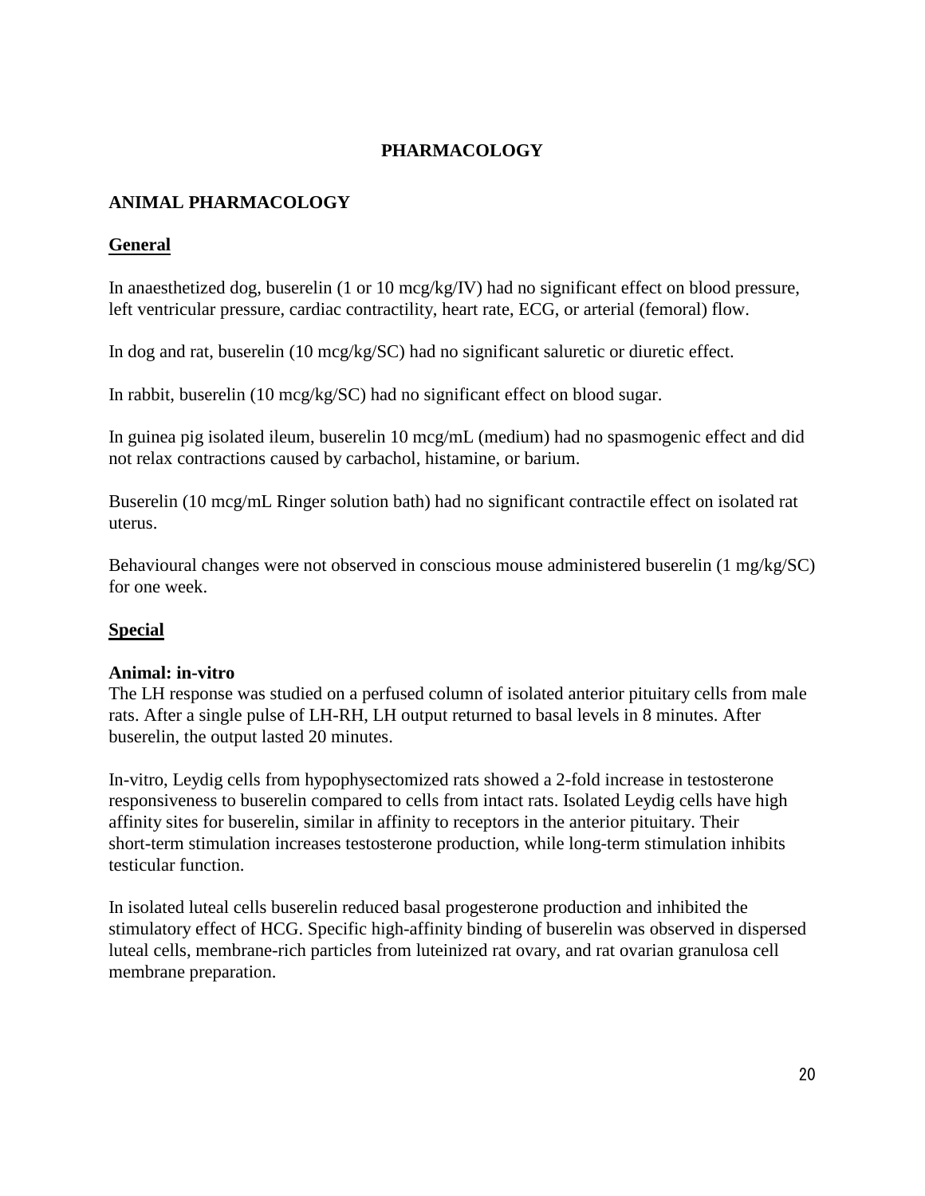# PHARMACOLOGY

## ANIMAL PHARMACOLOGY

### General

In anaesthetized dog, buserelin (1 or 10 mcg/kg/IV) had no significant effect on blood pressure, left ventricular pressure, cardiac contractility, heart rate, ECG, or arterial (femoral) flow.

In dog and rat, buserelin (10 mcg/kg/SC) had no significant saluretic or diuretic effect.

In rabbit, buserelin (10 mcg/kg/SC) had no significant effect on blood sugar.

In guinea pig isolated ileum, buserelin 10 mcg/mL (medium) had no spasmogenic effect and did not relax contractions caused by carbachol, histamine, or barium.

Buserelin (10 mcg/mL Ringer solution bath) had no significant contractile effect on isolated rat uterus.

Behavioural changes were not observed in conscious mouse administered buserelin (1 mg/kg/SC) for one week.

### Special

**Animal: in-vitro**

The LH response was studied on a perfused column of isolated anterior pituitary cells from male rats. After a single pulse of LH-RH, LH output returned to basal levels in 8 minutes. After buserelin, the output lasted 20 minutes.

In-vitro, Leydig cells from hypophysectomized rats showed a 2-fold increase in testosterone responsiveness to buserelin compared to cells from intact rats. Isolated Leydig cells have high affinity sites for buserelin, similar in affinity to receptors in the anterior pituitary. Their short-term stimulation increases testosterone production, while long-term stimulation inhibits testicular function.

In isolated luteal cells buserelin reduced basal progesterone production and inhibited the stimulatory effect of HCG. Specific high-affinity binding of buserelin was observed in dispersed luteal cells, membrane-rich particles from luteinized rat ovary, and rat ovarian granulosa cell membrane preparation.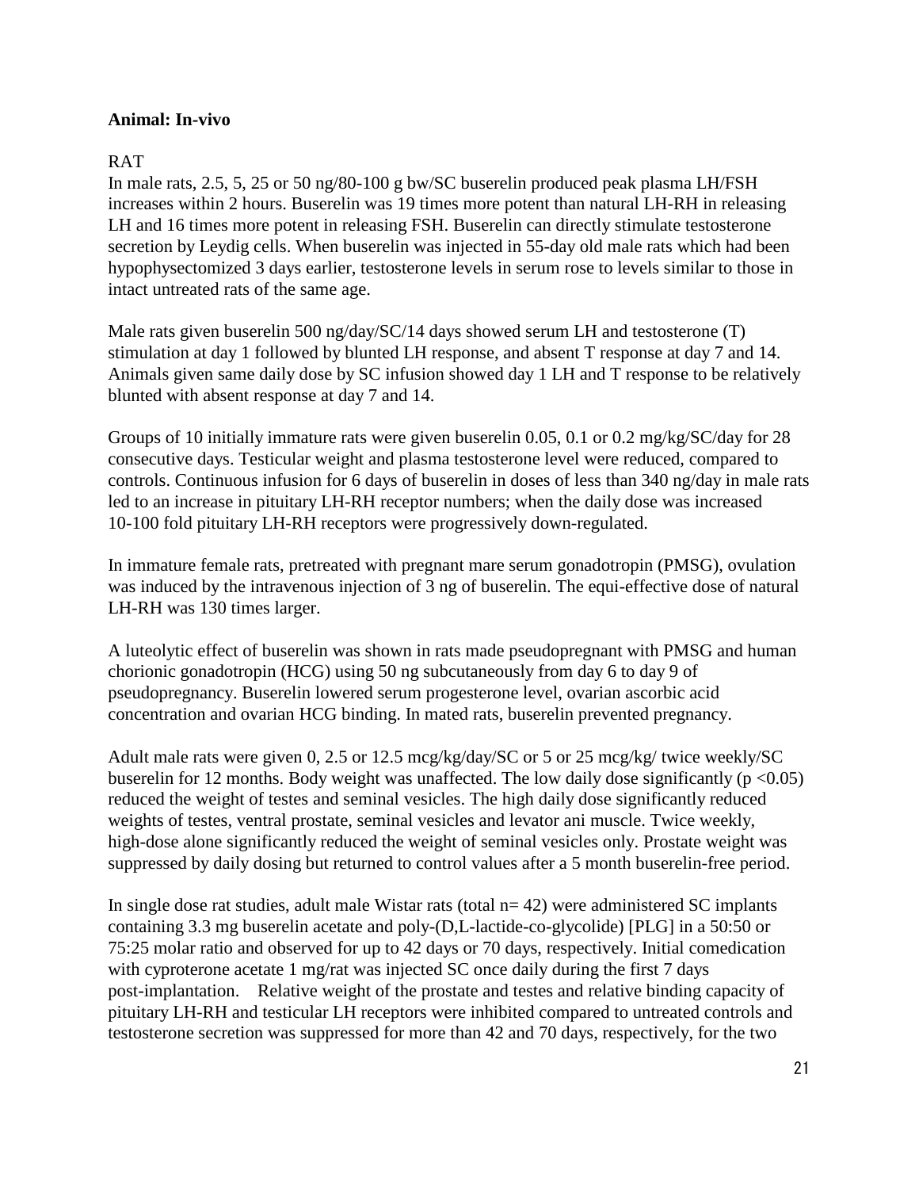**Animal: In-vivo**

RAT

In male rats, 2.5, 5, 25 or 50 ng/80-100 g bw/SC buserelin produced peak plasma LH/FSH increases within 2 hours. Buserelin was 19 times more potent than natural LH-RH in releasing LH and 16 times more potent in releasing FSH. Buserelin can directly stimulate testosterone secretion by Leydig cells. When buserelin was injected in 55-day old male rats which had been hypophysectomized 3 days earlier, testosterone levels in serum rose to levels similar to those in intact untreated rats of the same age.

Male rats given buserelin 500 ng/day/SC/14 days showed serum LH and testosterone (T) stimulation at day 1 followed by blunted LH response, and absent T response at day 7 and 14. Animals given same daily dose by SC infusion showed day 1 LH and T response to be relatively blunted with absent response at day 7 and 14.

Groups of 10 initially immature rats were given buserelin 0.05, 0.1 or 0.2 mg/kg/SC/day for 28 consecutive days. Testicular weight and plasma testosterone level were reduced, compared to controls. Continuous infusion for 6 days of buserelin in doses of less than 340 ng/day in male rats led to an increase in pituitary LH-RH receptor numbers; when the daily dose was increased 10-100 fold pituitary LH-RH receptors were progressively down-regulated.

In immature female rats, pretreated with pregnant mare serum gonadotropin (PMSG), ovulation was induced by the intravenous injection of 3 ng of buserelin. The equi-effective dose of natural LH-RH was 130 times larger.

A luteolytic effect of buserelin was shown in rats made pseudopregnant with PMSG and human chorionic gonadotropin (HCG) using 50 ng subcutaneously from day 6 to day 9 of pseudopregnancy. Buserelin lowered serum progesterone level, ovarian ascorbic acid concentration and ovarian HCG binding. In mated rats, buserelin prevented pregnancy.

Adult male rats were given 0, 2.5 or 12.5 mcg/kg/day/SC or 5 or 25 mcg/kg/ twice weekly/SC buserelin for 12 months. Body weight was unaffected. The low daily dose significantly ($p < 0.05$) reduced the weight of testes and seminal vesicles. The high daily dose significantly reduced weights of testes, ventral prostate, seminal vesicles and levator ani muscle. Twice weekly, high-dose alone significantly reduced the weight of seminal vesicles only. Prostate weight was suppressed by daily dosing but returned to control values after a 5 month buserelin-free period.

In single dose rat studies, adult male Wistar rats (total n= 42) were administered SC implants containing 3.3 mg buserelin acetate and poly-(D,L-lactide-co-glycolide) [PLG] in a 50:50 or 75:25 molar ratio and observed for up to 42 days or 70 days, respectively. Initial comedication with cyproterone acetate 1 mg/rat was injected SC once daily during the first 7 days post-implantation. Relative weight of the prostate and testes and relative binding capacity of pituitary LH-RH and testicular LH receptors were inhibited compared to untreated controls and testosterone secretion was suppressed for more than 42 and 70 days, respectively, for the two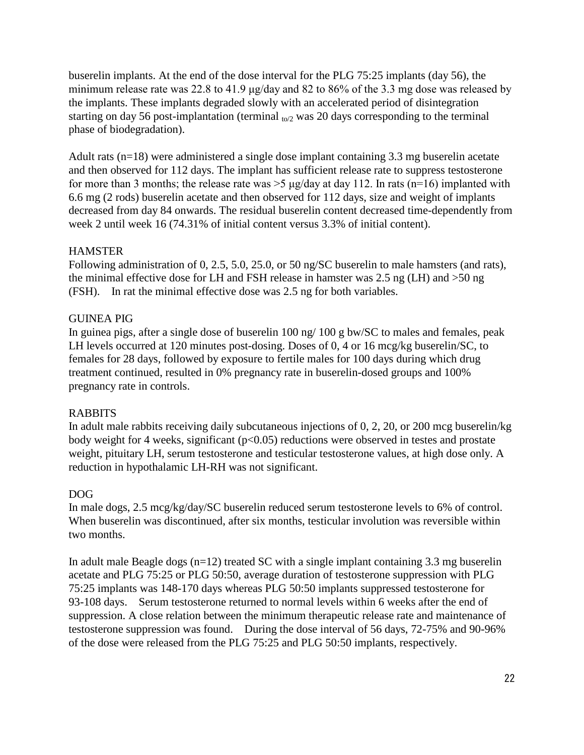buserelin implants. At the end of the dose interval for the PLG 75:25 implants (day 56), the minimum release rate was 22.8 to 41.9 µg/day and 82 to 86% of the 3.3 mg dose was released by the implants. These implants degraded slowly with an accelerated period of disintegration starting on day 56 post-implantation (terminal $_{to/2}$ was 20 days corresponding to the terminal phase of biodegradation).

Adult rats (n=18) were administered a single dose implant containing 3.3 mg buserelin acetate and then observed for 112 days. The implant has sufficient release rate to suppress testosterone for more than 3 months; the release rate was >5 µg/day at day 112. In rats (n=16) implanted with 6.6 mg (2 rods) buserelin acetate and then observed for 112 days, size and weight of implants decreased from day 84 onwards. The residual buserelin content decreased time-dependently from week 2 until week 16 (74.31% of initial content versus 3.3% of initial content).

HAMSTER

Following administration of 0, 2.5, 5.0, 25.0, or 50 ng/SC buserelin to male hamsters (and rats), the minimal effective dose for LH and FSH release in hamster was 2.5 ng (LH) and >50 ng (FSH). In rat the minimal effective dose was 2.5 ng for both variables.

GUINEA PIG

In guinea pigs, after a single dose of buserelin 100 ng/ 100 g bw/SC to males and females, peak LH levels occurred at 120 minutes post-dosing. Doses of 0, 4 or 16 mcg/kg buserelin/SC, to females for 28 days, followed by exposure to fertile males for 100 days during which drug treatment continued, resulted in 0% pregnancy rate in buserelin-dosed groups and 100% pregnancy rate in controls.

RABBITS

In adult male rabbits receiving daily subcutaneous injections of 0, 2, 20, or 200 mcg buserelin/kg body weight for 4 weeks, significant ($p<0.05$) reductions were observed in testes and prostate weight, pituitary LH, serum testosterone and testicular testosterone values, at high dose only. A reduction in hypothalamic LH-RH was not significant.

DOG

In male dogs, 2.5 mcg/kg/day/SC buserelin reduced serum testosterone levels to 6% of control. When buserelin was discontinued, after six months, testicular involution was reversible within two months.

In adult male Beagle dogs (n=12) treated SC with a single implant containing 3.3 mg buserelin acetate and PLG 75:25 or PLG 50:50, average duration of testosterone suppression with PLG 75:25 implants was 148-170 days whereas PLG 50:50 implants suppressed testosterone for 93-108 days. Serum testosterone returned to normal levels within 6 weeks after the end of suppression. A close relation between the minimum therapeutic release rate and maintenance of testosterone suppression was found. During the dose interval of 56 days, 72-75% and 90-96% of the dose were released from the PLG 75:25 and PLG 50:50 implants, respectively.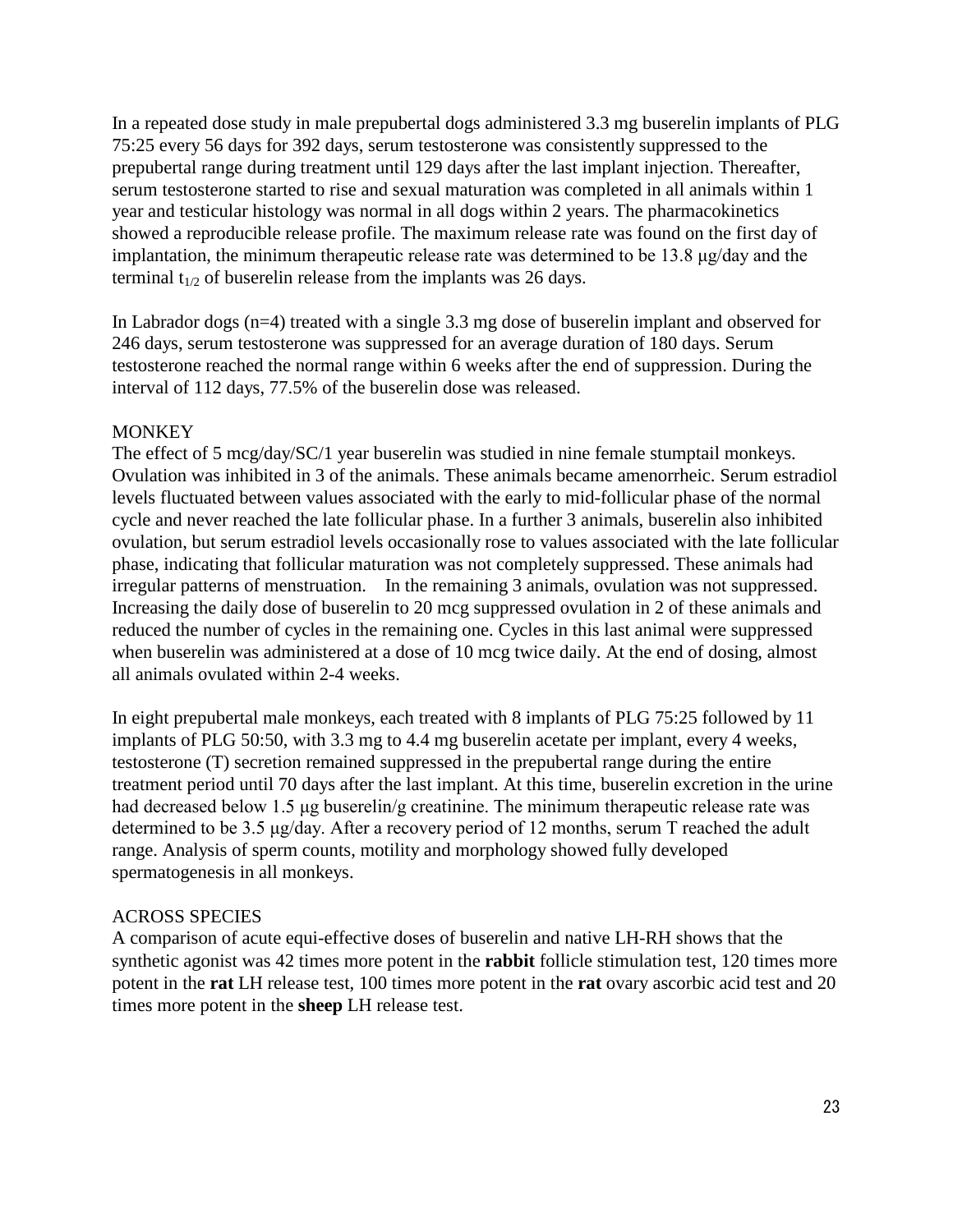In a repeated dose study in male prepubertal dogs administered 3.3 mg buserelin implants of PLG 75:25 every 56 days for 392 days, serum testosterone was consistently suppressed to the prepubertal range during treatment until 129 days after the last implant injection. Thereafter, serum testosterone started to rise and sexual maturation was completed in all animals within 1 year and testicular histology was normal in all dogs within 2 years. The pharmacokinetics showed a reproducible release profile. The maximum release rate was found on the first day of implantation, the minimum therapeutic release rate was determined to be 13.8 μg/day and the terminal $t_{1/2}$ of buserelin release from the implants was 26 days.

In Labrador dogs (n=4) treated with a single 3.3 mg dose of buserelin implant and observed for 246 days, serum testosterone was suppressed for an average duration of 180 days. Serum testosterone reached the normal range within 6 weeks after the end of suppression. During the interval of 112 days, 77.5% of the buserelin dose was released.

MONKEY

The effect of 5 mcg/day/SC/1 year buserelin was studied in nine female stumptail monkeys. Ovulation was inhibited in 3 of the animals. These animals became amenorrheic. Serum estradiol levels fluctuated between values associated with the early to mid-follicular phase of the normal cycle and never reached the late follicular phase. In a further 3 animals, buserelin also inhibited ovulation, but serum estradiol levels occasionally rose to values associated with the late follicular phase, indicating that follicular maturation was not completely suppressed. These animals had irregular patterns of menstruation. In the remaining 3 animals, ovulation was not suppressed. Increasing the daily dose of buserelin to 20 mcg suppressed ovulation in 2 of these animals and reduced the number of cycles in the remaining one. Cycles in this last animal were suppressed when buserelin was administered at a dose of 10 mcg twice daily. At the end of dosing, almost all animals ovulated within 2-4 weeks.

In eight prepubertal male monkeys, each treated with 8 implants of PLG 75:25 followed by 11 implants of PLG 50:50, with 3.3 mg to 4.4 mg buserelin acetate per implant, every 4 weeks, testosterone (T) secretion remained suppressed in the prepubertal range during the entire treatment period until 70 days after the last implant. At this time, buserelin excretion in the urine had decreased below 1.5 μg buserelin/g creatinine. The minimum therapeutic release rate was determined to be 3.5 μg/day. After a recovery period of 12 months, serum T reached the adult range. Analysis of sperm counts, motility and morphology showed fully developed spermatogenesis in all monkeys.

ACROSS SPECIES

A comparison of acute equi-effective doses of buserelin and native LH-RH shows that the synthetic agonist was 42 times more potent in the **rabbit** follicle stimulation test, 120 times more potent in the **rat** LH release test, 100 times more potent in the **rat** ovary ascorbic acid test and 20 times more potent in the **sheep** LH release test.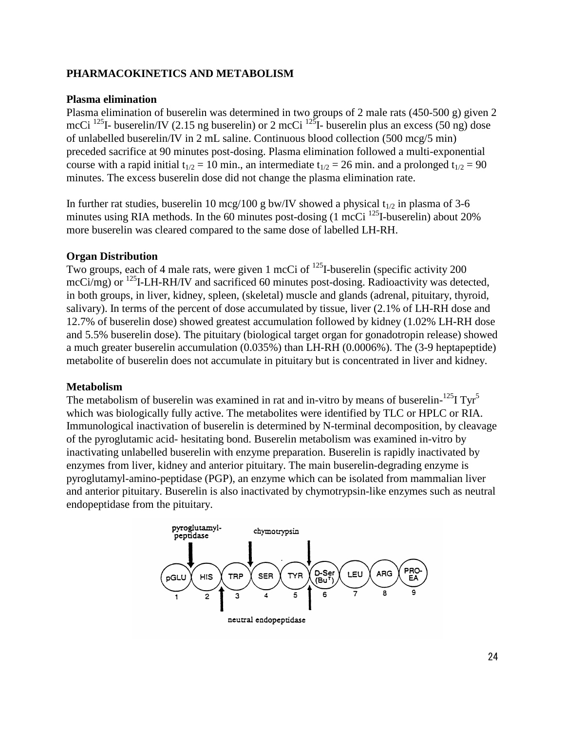## PHARMACOKINETICS AND METABOLISM

### Plasma elimination

Plasma elimination of buserelin was determined in two groups of 2 male rats (450-500 g) given 2 mcCi $^{125}$I- buserelin/IV (2.15 ng buserelin) or 2 mcCi $^{125}$I- buserelin plus an excess (50 ng) dose of unlabelled buserelin/IV in 2 mL saline. Continuous blood collection (500 mcg/5 min) preceded sacrifice at 90 minutes post-dosing. Plasma elimination followed a multi-exponential course with a rapid initial $t_{1/2}$ = 10 min., an intermediate $t_{1/2}$ = 26 min. and a prolonged $t_{1/2}$ = 90 minutes. The excess buserelin dose did not change the plasma elimination rate.

In further rat studies, buserelin 10 mcg/100 g bw/IV showed a physical $t_{1/2}$ in plasma of 3-6 minutes using RIA methods. In the 60 minutes post-dosing (1 mcCi $^{125}$I-buserelin) about 20% more buserelin was cleared compared to the same dose of labelled LH-RH.

### Organ Distribution

Two groups, each of 4 male rats, were given 1 mcCi of $^{125}$I-buserelin (specific activity 200 mcCi/mg) or $^{125}$I-LH-RH/IV and sacrificed 60 minutes post-dosing. Radioactivity was detected, in both groups, in liver, kidney, spleen, (skeletal) muscle and glands (adrenal, pituitary, thyroid, salivary). In terms of the percent of dose accumulated by tissue, liver (2.1% of LH-RH dose and 12.7% of buserelin dose) showed greatest accumulation followed by kidney (1.02% LH-RH dose and 5.5% buserelin dose). The pituitary (biological target organ for gonadotropin release) showed a much greater buserelin accumulation (0.035%) than LH-RH (0.0006%). The (3-9 heptapeptide) metabolite of buserelin does not accumulate in pituitary but is concentrated in liver and kidney.

### Metabolism

The metabolism of buserelin was examined in rat and in-vitro by means of buserelin-$^{125}$I Tyr$^{5}$ which was biologically fully active. The metabolites were identified by TLC or HPLC or RIA. Immunological inactivation of buserelin is determined by N-terminal decomposition, by cleavage of the pyroglutamic acid- hesitating bond. Buserelin metabolism was examined in-vitro by inactivating unlabelled buserelin with enzyme preparation. Buserelin is rapidly inactivated by enzymes from liver, kidney and anterior pituitary. The main buserelin-degrading enzyme is pyroglutamyl-amino-peptidase (PGP), an enzyme which can be isolated from mammalian liver and anterior pituitary. Buserelin is also inactivated by chymotrypsin-like enzymes such as neutral endopeptidase from the pituitary.

pyroglutamyl-peptidase | chymotrypsin

pGLU (1) – HIS (2) – TRP (3) – SER (4) – TYR (5) – D-Ser (Bu$^{T}$) (6) – LEU (7) – ARG (8) – PRO-EA (9)

neutral endopeptidase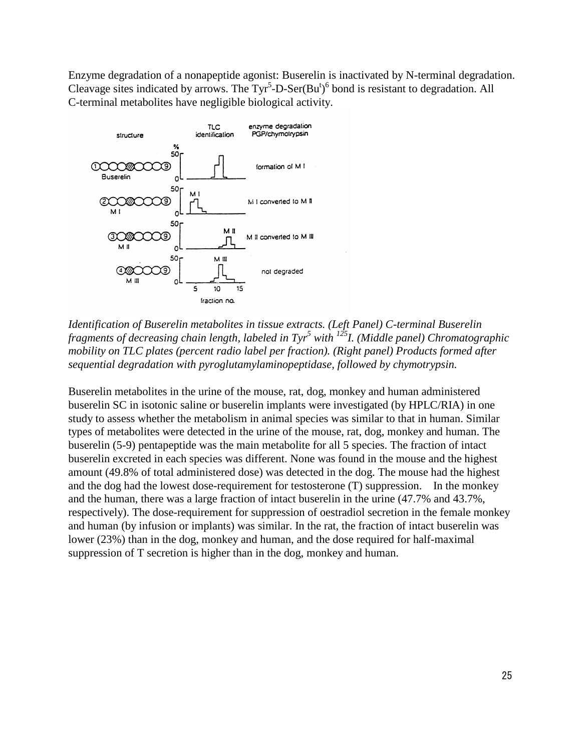Enzyme degradation of a nonapeptide agonist: Buserelin is inactivated by N-terminal degradation. Cleavage sites indicated by arrows. The $Tyr^{5}$-D-$Ser(Bu^{t})^{6}$ bond is resistant to degradation. All C-terminal metabolites have negligible biological activity.

*Identification of Buserelin metabolites in tissue extracts. (Left Panel) C-terminal Buserelin fragments of decreasing chain length, labeled in $Tyr^{5}$ with $^{125}I$. (Middle panel) Chromatographic mobility on TLC plates (percent radio label per fraction). (Right panel) Products formed after sequential degradation with pyroglutamylaminopeptidase, followed by chymotrypsin.*

Buserelin metabolites in the urine of the mouse, rat, dog, monkey and human administered buserelin SC in isotonic saline or buserelin implants were investigated (by HPLC/RIA) in one study to assess whether the metabolism in animal species was similar to that in human. Similar types of metabolites were detected in the urine of the mouse, rat, dog, monkey and human. The buserelin (5-9) pentapeptide was the main metabolite for all 5 species. The fraction of intact buserelin excreted in each species was different. None was found in the mouse and the highest amount (49.8% of total administered dose) was detected in the dog. The mouse had the highest and the dog had the lowest dose-requirement for testosterone (T) suppression. In the monkey and the human, there was a large fraction of intact buserelin in the urine (47.7% and 43.7%, respectively). The dose-requirement for suppression of oestradiol secretion in the female monkey and human (by infusion or implants) was similar. In the rat, the fraction of intact buserelin was lower (23%) than in the dog, monkey and human, and the dose required for half-maximal suppression of T secretion is higher than in the dog, monkey and human.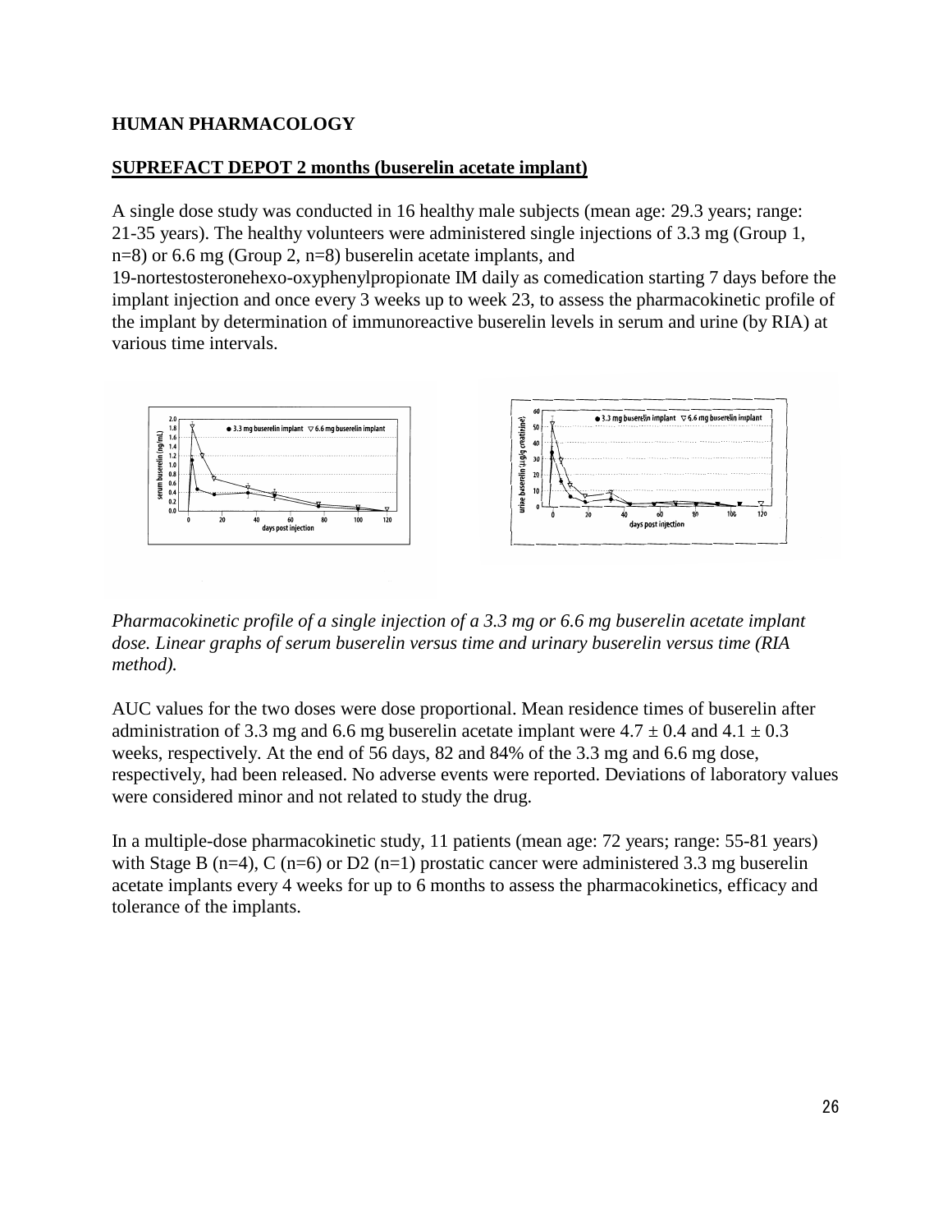## HUMAN PHARMACOLOGY

### SUPREFACT DEPOT 2 months (buserelin acetate implant)

A single dose study was conducted in 16 healthy male subjects (mean age: 29.3 years; range: 21-35 years). The healthy volunteers were administered single injections of 3.3 mg (Group 1, n=8) or 6.6 mg (Group 2, n=8) buserelin acetate implants, and 19-nortestosteronehexo-oxyphenylpropionate IM daily as comedication starting 7 days before the implant injection and once every 3 weeks up to week 23, to assess the pharmacokinetic profile of the implant by determination of immunoreactive buserelin levels in serum and urine (by RIA) at various time intervals.

*Pharmacokinetic profile of a single injection of a 3.3 mg or 6.6 mg buserelin acetate implant dose. Linear graphs of serum buserelin versus time and urinary buserelin versus time (RIA method).*

AUC values for the two doses were dose proportional. Mean residence times of buserelin after administration of 3.3 mg and 6.6 mg buserelin acetate implant were 4.7 ± 0.4 and 4.1 ± 0.3 weeks, respectively. At the end of 56 days, 82 and 84% of the 3.3 mg and 6.6 mg dose, respectively, had been released. No adverse events were reported. Deviations of laboratory values were considered minor and not related to study the drug.

In a multiple-dose pharmacokinetic study, 11 patients (mean age: 72 years; range: 55-81 years) with Stage B (n=4), C (n=6) or D2 (n=1) prostatic cancer were administered 3.3 mg buserelin acetate implants every 4 weeks for up to 6 months to assess the pharmacokinetics, efficacy and tolerance of the implants.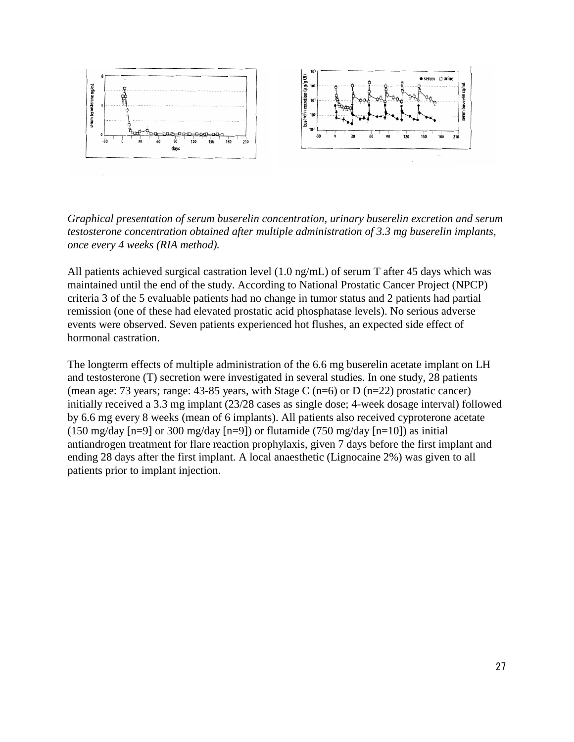*Graphical presentation of serum buserelin concentration, urinary buserelin excretion and serum testosterone concentration obtained after multiple administration of 3.3 mg buserelin implants, once every 4 weeks (RIA method).*

All patients achieved surgical castration level (1.0 ng/mL) of serum T after 45 days which was maintained until the end of the study. According to National Prostatic Cancer Project (NPCP) criteria 3 of the 5 evaluable patients had no change in tumor status and 2 patients had partial remission (one of these had elevated prostatic acid phosphatase levels). No serious adverse events were observed. Seven patients experienced hot flushes, an expected side effect of hormonal castration.

The longterm effects of multiple administration of the 6.6 mg buserelin acetate implant on LH and testosterone (T) secretion were investigated in several studies. In one study, 28 patients (mean age: 73 years; range: 43-85 years, with Stage C (n=6) or D (n=22) prostatic cancer) initially received a 3.3 mg implant (23/28 cases as single dose; 4-week dosage interval) followed by 6.6 mg every 8 weeks (mean of 6 implants). All patients also received cyproterone acetate (150 mg/day [n=9] or 300 mg/day [n=9]) or flutamide (750 mg/day [n=10]) as initial antiandrogen treatment for flare reaction prophylaxis, given 7 days before the first implant and ending 28 days after the first implant. A local anaesthetic (Lignocaine 2%) was given to all patients prior to implant injection.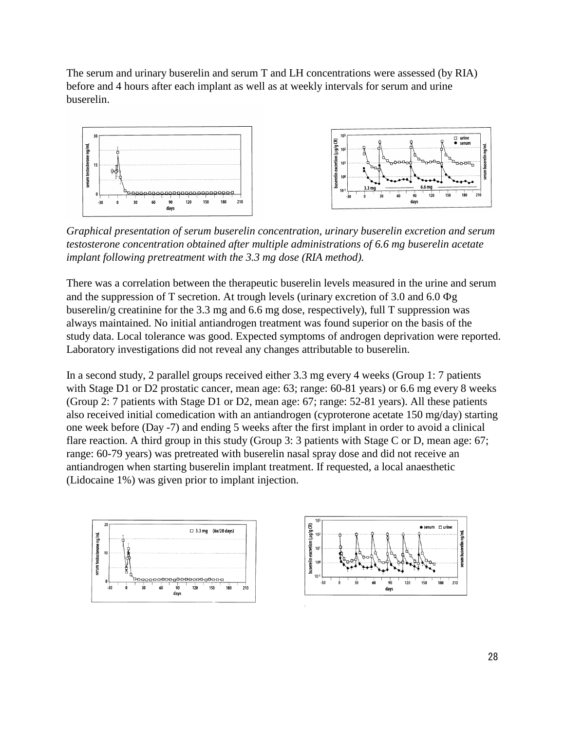The serum and urinary buserelin and serum T and LH concentrations were assessed (by RIA) before and 4 hours after each implant as well as at weekly intervals for serum and urine buserelin.

*Graphical presentation of serum buserelin concentration, urinary buserelin excretion and serum testosterone concentration obtained after multiple administrations of 6.6 mg buserelin acetate implant following pretreatment with the 3.3 mg dose (RIA method).*

There was a correlation between the therapeutic buserelin levels measured in the urine and serum and the suppression of T secretion. At trough levels (urinary excretion of 3.0 and 6.0 Φg buserelin/g creatinine for the 3.3 mg and 6.6 mg dose, respectively), full T suppression was always maintained. No initial antiandrogen treatment was found superior on the basis of the study data. Local tolerance was good. Expected symptoms of androgen deprivation were reported. Laboratory investigations did not reveal any changes attributable to buserelin.

In a second study, 2 parallel groups received either 3.3 mg every 4 weeks (Group 1: 7 patients with Stage D1 or D2 prostatic cancer, mean age: 63; range: 60-81 years) or 6.6 mg every 8 weeks (Group 2: 7 patients with Stage D1 or D2, mean age: 67; range: 52-81 years). All these patients also received initial comedication with an antiandrogen (cyproterone acetate 150 mg/day) starting one week before (Day -7) and ending 5 weeks after the first implant in order to avoid a clinical flare reaction. A third group in this study (Group 3: 3 patients with Stage C or D, mean age: 67; range: 60-79 years) was pretreated with buserelin nasal spray dose and did not receive an antiandrogen when starting buserelin implant treatment. If requested, a local anaesthetic (Lidocaine 1%) was given prior to implant injection.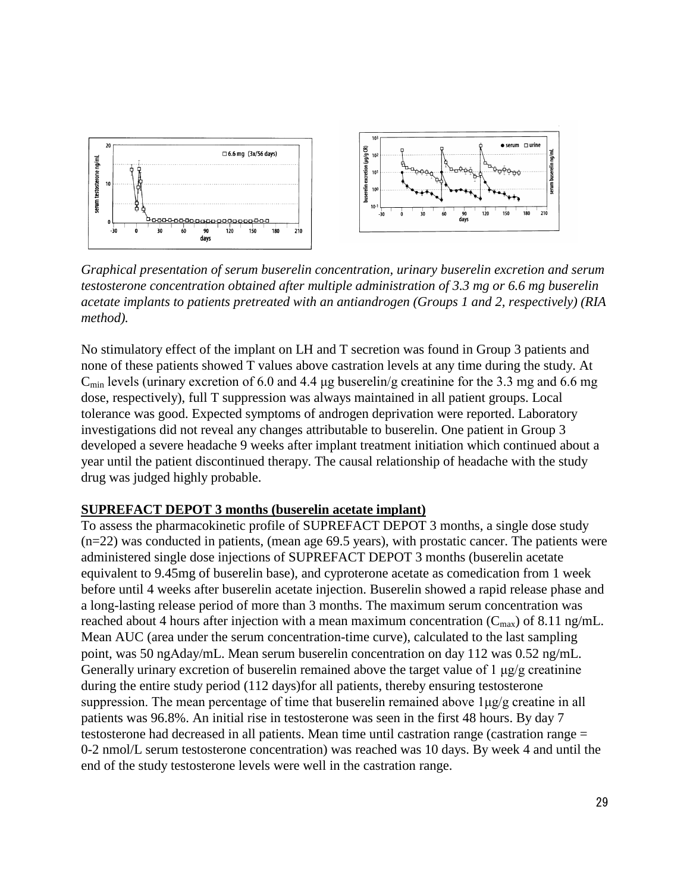*Graphical presentation of serum buserelin concentration, urinary buserelin excretion and serum testosterone concentration obtained after multiple administration of 3.3 mg or 6.6 mg buserelin acetate implants to patients pretreated with an antiandrogen (Groups 1 and 2, respectively) (RIA method).*

No stimulatory effect of the implant on LH and T secretion was found in Group 3 patients and none of these patients showed T values above castration levels at any time during the study. At $C_{min}$ levels (urinary excretion of 6.0 and 4.4 μg buserelin/g creatinine for the 3.3 mg and 6.6 mg dose, respectively), full T suppression was always maintained in all patient groups. Local tolerance was good. Expected symptoms of androgen deprivation were reported. Laboratory investigations did not reveal any changes attributable to buserelin. One patient in Group 3 developed a severe headache 9 weeks after implant treatment initiation which continued about a year until the patient discontinued therapy. The causal relationship of headache with the study drug was judged highly probable.

**SUPREFACT DEPOT 3 months (buserelin acetate implant)**

To assess the pharmacokinetic profile of SUPREFACT DEPOT 3 months, a single dose study (n=22) was conducted in patients, (mean age 69.5 years), with prostatic cancer. The patients were administered single dose injections of SUPREFACT DEPOT 3 months (buserelin acetate equivalent to 9.45mg of buserelin base), and cyproterone acetate as comedication from 1 week before until 4 weeks after buserelin acetate injection. Buserelin showed a rapid release phase and a long-lasting release period of more than 3 months. The maximum serum concentration was reached about 4 hours after injection with a mean maximum concentration ($C_{max}$) of 8.11 ng/mL. Mean AUC (area under the serum concentration-time curve), calculated to the last sampling point, was 50 ngAday/mL. Mean serum buserelin concentration on day 112 was 0.52 ng/mL. Generally urinary excretion of buserelin remained above the target value of 1 μg/g creatinine during the entire study period (112 days)for all patients, thereby ensuring testosterone suppression. The mean percentage of time that buserelin remained above 1μg/g creatine in all patients was 96.8%. An initial rise in testosterone was seen in the first 48 hours. By day 7 testosterone had decreased in all patients. Mean time until castration range (castration range = 0-2 nmol/L serum testosterone concentration) was reached was 10 days. By week 4 and until the end of the study testosterone levels were well in the castration range.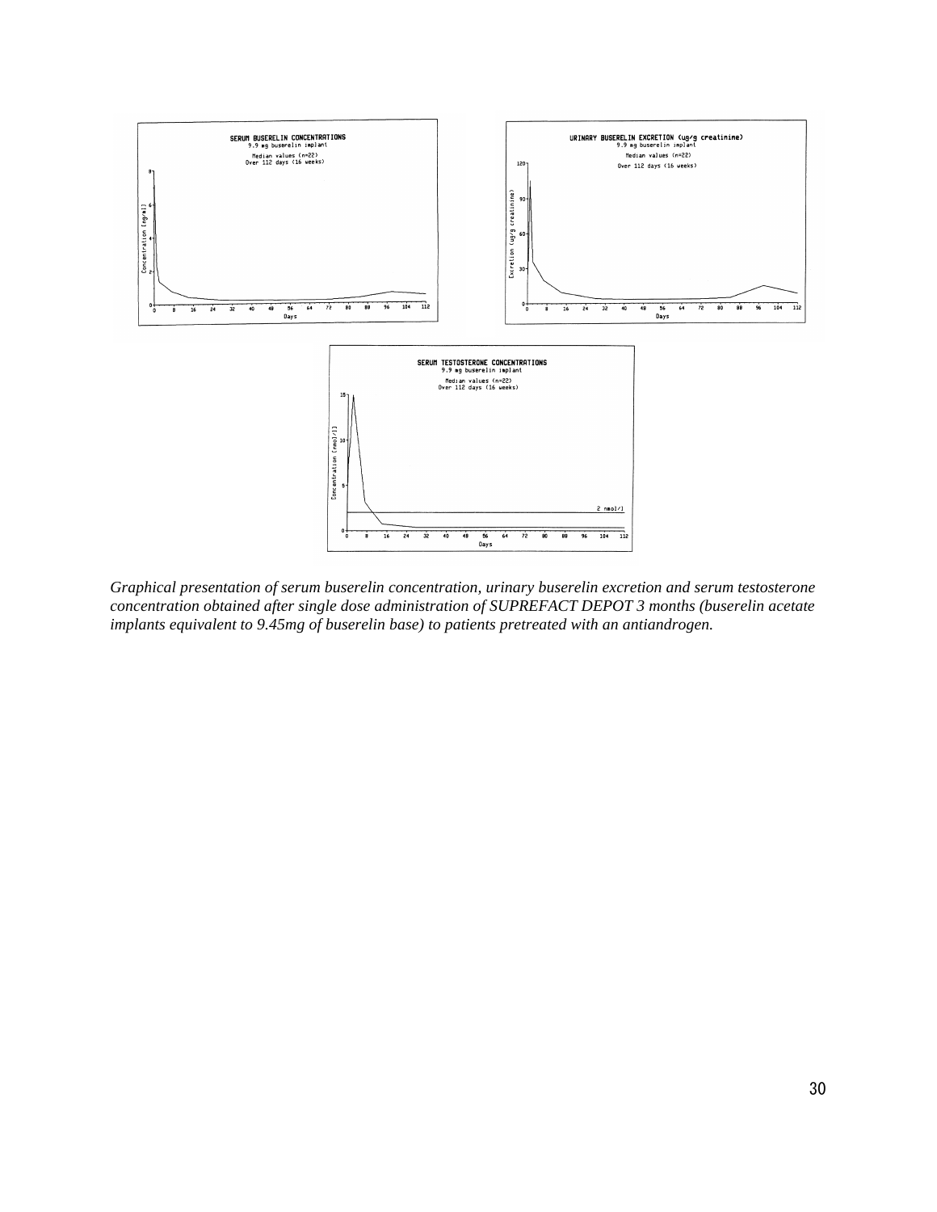*Graphical presentation of serum buserelin concentration, urinary buserelin excretion and serum testosterone concentration obtained after single dose administration of SUPREFACT DEPOT 3 months (buserelin acetate implants equivalent to 9.45mg of buserelin base) to patients pretreated with an antiandrogen.*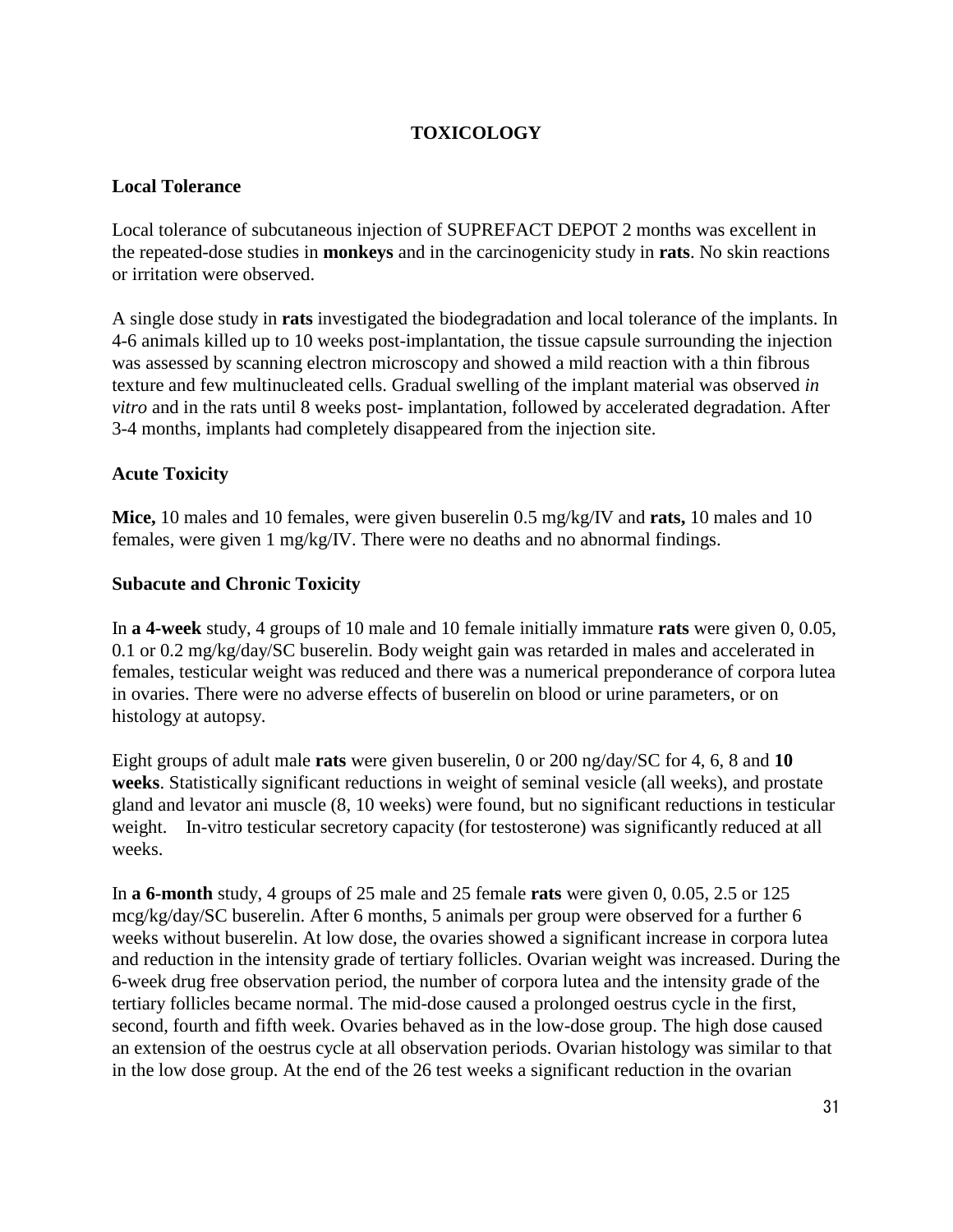# TOXICOLOGY

## Local Tolerance

Local tolerance of subcutaneous injection of SUPREFACT DEPOT 2 months was excellent in the repeated-dose studies in **monkeys** and in the carcinogenicity study in **rats**. No skin reactions or irritation were observed.

A single dose study in **rats** investigated the biodegradation and local tolerance of the implants. In 4-6 animals killed up to 10 weeks post-implantation, the tissue capsule surrounding the injection was assessed by scanning electron microscopy and showed a mild reaction with a thin fibrous texture and few multinucleated cells. Gradual swelling of the implant material was observed *in vitro* and in the rats until 8 weeks post- implantation, followed by accelerated degradation. After 3-4 months, implants had completely disappeared from the injection site.

## Acute Toxicity

**Mice,** 10 males and 10 females, were given buserelin 0.5 mg/kg/IV and **rats,** 10 males and 10 females, were given 1 mg/kg/IV. There were no deaths and no abnormal findings.

## Subacute and Chronic Toxicity

In **a 4-week** study, 4 groups of 10 male and 10 female initially immature **rats** were given 0, 0.05, 0.1 or 0.2 mg/kg/day/SC buserelin. Body weight gain was retarded in males and accelerated in females, testicular weight was reduced and there was a numerical preponderance of corpora lutea in ovaries. There were no adverse effects of buserelin on blood or urine parameters, or on histology at autopsy.

Eight groups of adult male **rats** were given buserelin, 0 or 200 ng/day/SC for 4, 6, 8 and **10 weeks**. Statistically significant reductions in weight of seminal vesicle (all weeks), and prostate gland and levator ani muscle (8, 10 weeks) were found, but no significant reductions in testicular weight. In-vitro testicular secretory capacity (for testosterone) was significantly reduced at all weeks.

In **a 6-month** study, 4 groups of 25 male and 25 female **rats** were given 0, 0.05, 2.5 or 125 mcg/kg/day/SC buserelin. After 6 months, 5 animals per group were observed for a further 6 weeks without buserelin. At low dose, the ovaries showed a significant increase in corpora lutea and reduction in the intensity grade of tertiary follicles. Ovarian weight was increased. During the 6-week drug free observation period, the number of corpora lutea and the intensity grade of the tertiary follicles became normal. The mid-dose caused a prolonged oestrus cycle in the first, second, fourth and fifth week. Ovaries behaved as in the low-dose group. The high dose caused an extension of the oestrus cycle at all observation periods. Ovarian histology was similar to that in the low dose group. At the end of the 26 test weeks a significant reduction in the ovarian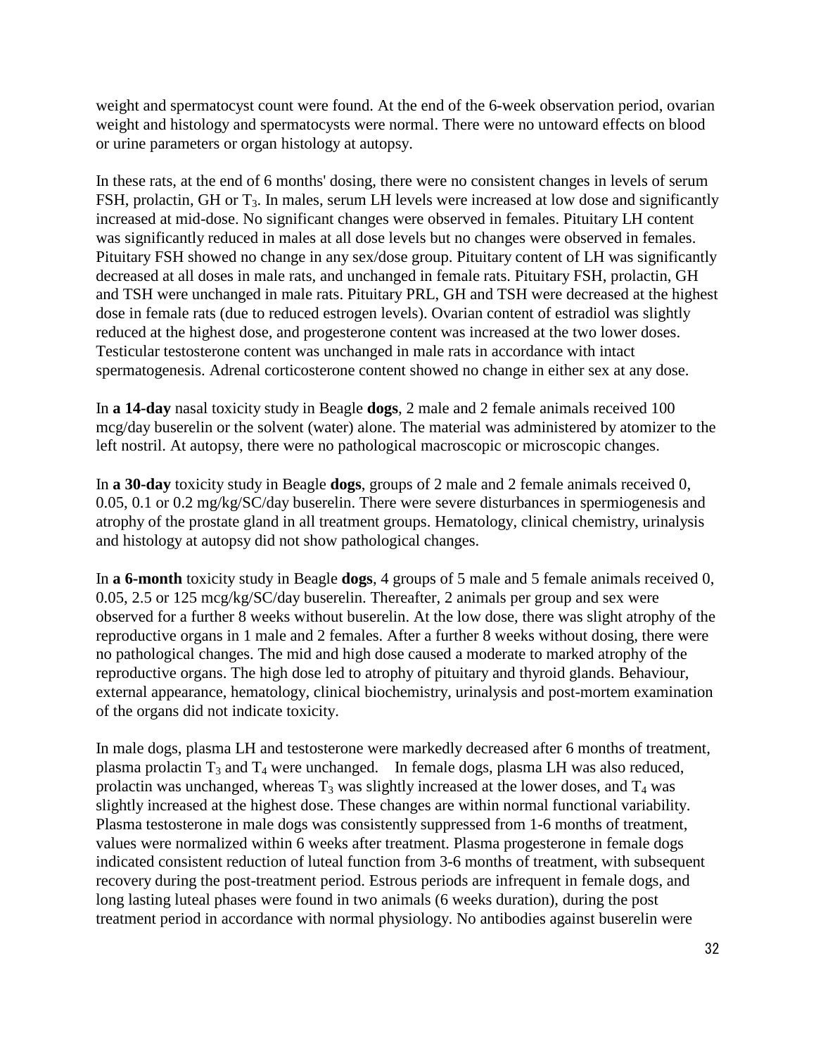weight and spermatocyst count were found. At the end of the 6-week observation period, ovarian weight and histology and spermatocysts were normal. There were no untoward effects on blood or urine parameters or organ histology at autopsy.

In these rats, at the end of 6 months' dosing, there were no consistent changes in levels of serum FSH, prolactin, GH or $T_3$. In males, serum LH levels were increased at low dose and significantly increased at mid-dose. No significant changes were observed in females. Pituitary LH content was significantly reduced in males at all dose levels but no changes were observed in females. Pituitary FSH showed no change in any sex/dose group. Pituitary content of LH was significantly decreased at all doses in male rats, and unchanged in female rats. Pituitary FSH, prolactin, GH and TSH were unchanged in male rats. Pituitary PRL, GH and TSH were decreased at the highest dose in female rats (due to reduced estrogen levels). Ovarian content of estradiol was slightly reduced at the highest dose, and progesterone content was increased at the two lower doses. Testicular testosterone content was unchanged in male rats in accordance with intact spermatogenesis. Adrenal corticosterone content showed no change in either sex at any dose.

In **a 14-day** nasal toxicity study in Beagle **dogs**, 2 male and 2 female animals received 100 mcg/day buserelin or the solvent (water) alone. The material was administered by atomizer to the left nostril. At autopsy, there were no pathological macroscopic or microscopic changes.

In **a 30-day** toxicity study in Beagle **dogs**, groups of 2 male and 2 female animals received 0, 0.05, 0.1 or 0.2 mg/kg/SC/day buserelin. There were severe disturbances in spermiogenesis and atrophy of the prostate gland in all treatment groups. Hematology, clinical chemistry, urinalysis and histology at autopsy did not show pathological changes.

In **a 6-month** toxicity study in Beagle **dogs**, 4 groups of 5 male and 5 female animals received 0, 0.05, 2.5 or 125 mcg/kg/SC/day buserelin. Thereafter, 2 animals per group and sex were observed for a further 8 weeks without buserelin. At the low dose, there was slight atrophy of the reproductive organs in 1 male and 2 females. After a further 8 weeks without dosing, there were no pathological changes. The mid and high dose caused a moderate to marked atrophy of the reproductive organs. The high dose led to atrophy of pituitary and thyroid glands. Behaviour, external appearance, hematology, clinical biochemistry, urinalysis and post-mortem examination of the organs did not indicate toxicity.

In male dogs, plasma LH and testosterone were markedly decreased after 6 months of treatment, plasma prolactin $T_3$ and $T_4$ were unchanged. In female dogs, plasma LH was also reduced, prolactin was unchanged, whereas $T_3$ was slightly increased at the lower doses, and $T_4$ was slightly increased at the highest dose. These changes are within normal functional variability. Plasma testosterone in male dogs was consistently suppressed from 1-6 months of treatment, values were normalized within 6 weeks after treatment. Plasma progesterone in female dogs indicated consistent reduction of luteal function from 3-6 months of treatment, with subsequent recovery during the post-treatment period. Estrous periods are infrequent in female dogs, and long lasting luteal phases were found in two animals (6 weeks duration), during the post treatment period in accordance with normal physiology. No antibodies against buserelin were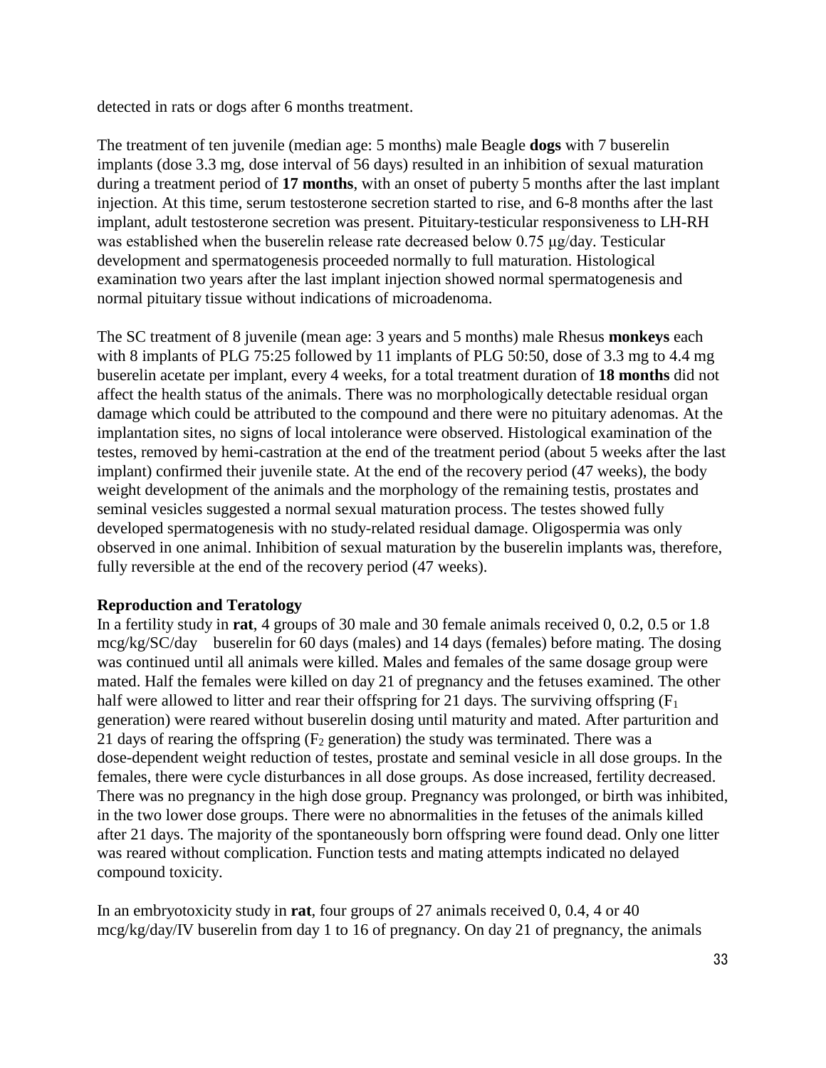detected in rats or dogs after 6 months treatment.

The treatment of ten juvenile (median age: 5 months) male Beagle **dogs** with 7 buserelin implants (dose 3.3 mg, dose interval of 56 days) resulted in an inhibition of sexual maturation during a treatment period of **17 months**, with an onset of puberty 5 months after the last implant injection. At this time, serum testosterone secretion started to rise, and 6-8 months after the last implant, adult testosterone secretion was present. Pituitary-testicular responsiveness to LH-RH was established when the buserelin release rate decreased below 0.75 μg/day. Testicular development and spermatogenesis proceeded normally to full maturation. Histological examination two years after the last implant injection showed normal spermatogenesis and normal pituitary tissue without indications of microadenoma.

The SC treatment of 8 juvenile (mean age: 3 years and 5 months) male Rhesus **monkeys** each with 8 implants of PLG 75:25 followed by 11 implants of PLG 50:50, dose of 3.3 mg to 4.4 mg buserelin acetate per implant, every 4 weeks, for a total treatment duration of **18 months** did not affect the health status of the animals. There was no morphologically detectable residual organ damage which could be attributed to the compound and there were no pituitary adenomas. At the implantation sites, no signs of local intolerance were observed. Histological examination of the testes, removed by hemi-castration at the end of the treatment period (about 5 weeks after the last implant) confirmed their juvenile state. At the end of the recovery period (47 weeks), the body weight development of the animals and the morphology of the remaining testis, prostates and seminal vesicles suggested a normal sexual maturation process. The testes showed fully developed spermatogenesis with no study-related residual damage. Oligospermia was only observed in one animal. Inhibition of sexual maturation by the buserelin implants was, therefore, fully reversible at the end of the recovery period (47 weeks).

**Reproduction and Teratology**

In a fertility study in **rat**, 4 groups of 30 male and 30 female animals received 0, 0.2, 0.5 or 1.8 mcg/kg/SC/day buserelin for 60 days (males) and 14 days (females) before mating. The dosing was continued until all animals were killed. Males and females of the same dosage group were mated. Half the females were killed on day 21 of pregnancy and the fetuses examined. The other half were allowed to litter and rear their offspring for 21 days. The surviving offspring ($F_1$ generation) were reared without buserelin dosing until maturity and mated. After parturition and 21 days of rearing the offspring ($F_2$ generation) the study was terminated. There was a dose-dependent weight reduction of testes, prostate and seminal vesicle in all dose groups. In the females, there were cycle disturbances in all dose groups. As dose increased, fertility decreased. There was no pregnancy in the high dose group. Pregnancy was prolonged, or birth was inhibited, in the two lower dose groups. There were no abnormalities in the fetuses of the animals killed after 21 days. The majority of the spontaneously born offspring were found dead. Only one litter was reared without complication. Function tests and mating attempts indicated no delayed compound toxicity.

In an embryotoxicity study in **rat**, four groups of 27 animals received 0, 0.4, 4 or 40 mcg/kg/day/IV buserelin from day 1 to 16 of pregnancy. On day 21 of pregnancy, the animals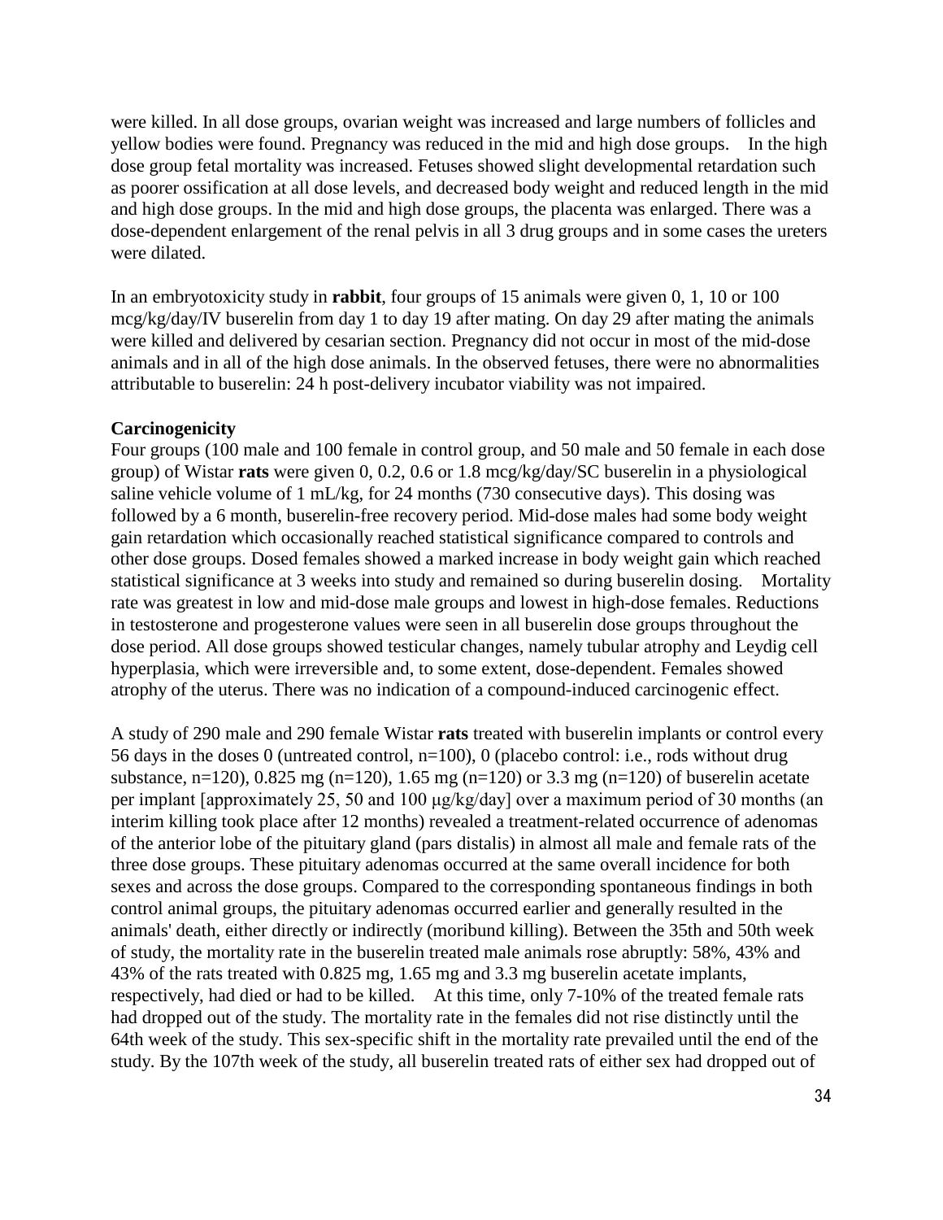were killed. In all dose groups, ovarian weight was increased and large numbers of follicles and yellow bodies were found. Pregnancy was reduced in the mid and high dose groups. In the high dose group fetal mortality was increased. Fetuses showed slight developmental retardation such as poorer ossification at all dose levels, and decreased body weight and reduced length in the mid and high dose groups. In the mid and high dose groups, the placenta was enlarged. There was a dose-dependent enlargement of the renal pelvis in all 3 drug groups and in some cases the ureters were dilated.

In an embryotoxicity study in **rabbit**, four groups of 15 animals were given 0, 1, 10 or 100 mcg/kg/day/IV buserelin from day 1 to day 19 after mating. On day 29 after mating the animals were killed and delivered by cesarian section. Pregnancy did not occur in most of the mid-dose animals and in all of the high dose animals. In the observed fetuses, there were no abnormalities attributable to buserelin: 24 h post-delivery incubator viability was not impaired.

**Carcinogenicity**

Four groups (100 male and 100 female in control group, and 50 male and 50 female in each dose group) of Wistar **rats** were given 0, 0.2, 0.6 or 1.8 mcg/kg/day/SC buserelin in a physiological saline vehicle volume of 1 mL/kg, for 24 months (730 consecutive days). This dosing was followed by a 6 month, buserelin-free recovery period. Mid-dose males had some body weight gain retardation which occasionally reached statistical significance compared to controls and other dose groups. Dosed females showed a marked increase in body weight gain which reached statistical significance at 3 weeks into study and remained so during buserelin dosing. Mortality rate was greatest in low and mid-dose male groups and lowest in high-dose females. Reductions in testosterone and progesterone values were seen in all buserelin dose groups throughout the dose period. All dose groups showed testicular changes, namely tubular atrophy and Leydig cell hyperplasia, which were irreversible and, to some extent, dose-dependent. Females showed atrophy of the uterus. There was no indication of a compound-induced carcinogenic effect.

A study of 290 male and 290 female Wistar **rats** treated with buserelin implants or control every 56 days in the doses 0 (untreated control, n=100), 0 (placebo control: i.e., rods without drug substance, n=120), 0.825 mg (n=120), 1.65 mg (n=120) or 3.3 mg (n=120) of buserelin acetate per implant [approximately 25, 50 and 100 μg/kg/day] over a maximum period of 30 months (an interim killing took place after 12 months) revealed a treatment-related occurrence of adenomas of the anterior lobe of the pituitary gland (pars distalis) in almost all male and female rats of the three dose groups. These pituitary adenomas occurred at the same overall incidence for both sexes and across the dose groups. Compared to the corresponding spontaneous findings in both control animal groups, the pituitary adenomas occurred earlier and generally resulted in the animals' death, either directly or indirectly (moribund killing). Between the 35th and 50th week of study, the mortality rate in the buserelin treated male animals rose abruptly: 58%, 43% and 43% of the rats treated with 0.825 mg, 1.65 mg and 3.3 mg buserelin acetate implants, respectively, had died or had to be killed. At this time, only 7-10% of the treated female rats had dropped out of the study. The mortality rate in the females did not rise distinctly until the 64th week of the study. This sex-specific shift in the mortality rate prevailed until the end of the study. By the 107th week of the study, all buserelin treated rats of either sex had dropped out of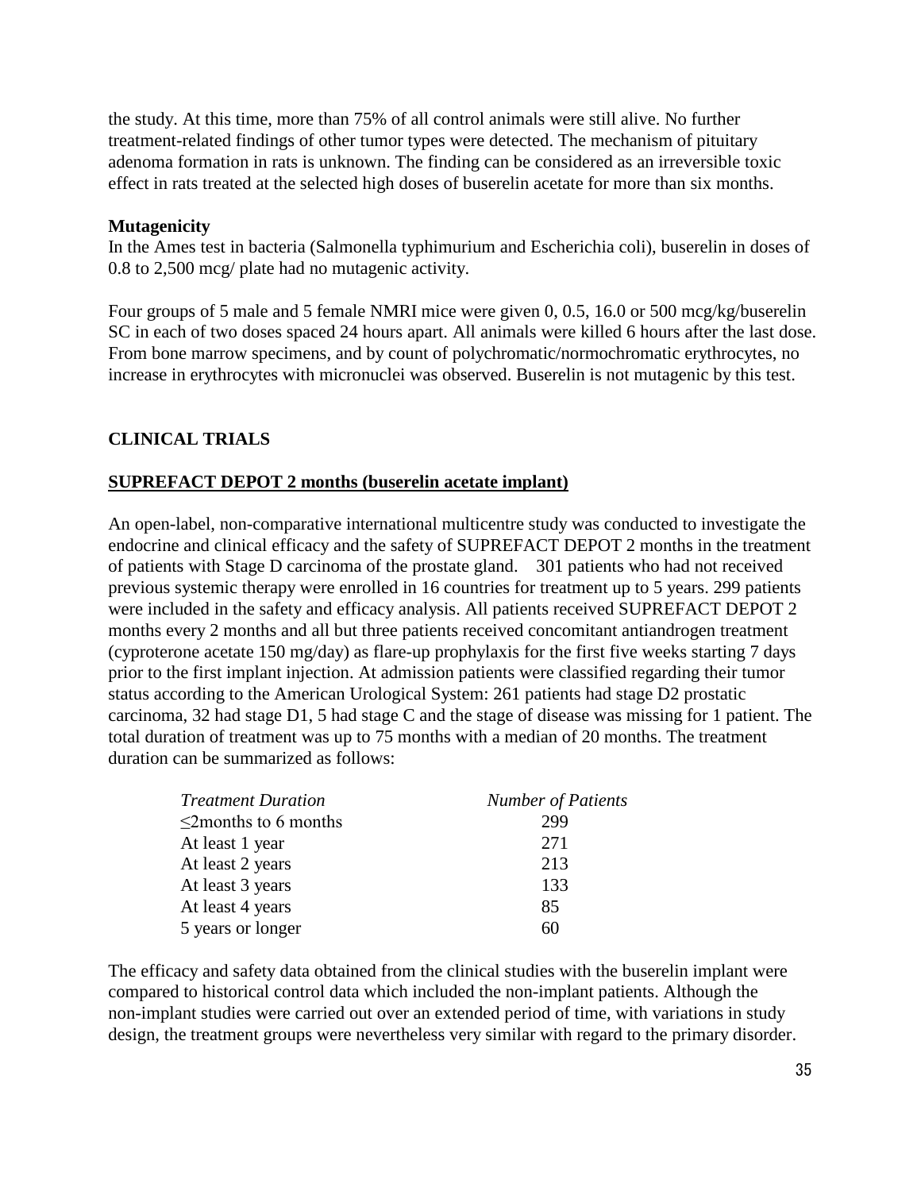the study. At this time, more than 75% of all control animals were still alive. No further treatment-related findings of other tumor types were detected. The mechanism of pituitary adenoma formation in rats is unknown. The finding can be considered as an irreversible toxic effect in rats treated at the selected high doses of buserelin acetate for more than six months.

**Mutagenicity**
In the Ames test in bacteria (Salmonella typhimurium and Escherichia coli), buserelin in doses of 0.8 to 2,500 mcg/ plate had no mutagenic activity.

Four groups of 5 male and 5 female NMRI mice were given 0, 0.5, 16.0 or 500 mcg/kg/buserelin SC in each of two doses spaced 24 hours apart. All animals were killed 6 hours after the last dose. From bone marrow specimens, and by count of polychromatic/normochromatic erythrocytes, no increase in erythrocytes with micronuclei was observed. Buserelin is not mutagenic by this test.

## CLINICAL TRIALS

### SUPREFACT DEPOT 2 months (buserelin acetate implant)

An open-label, non-comparative international multicentre study was conducted to investigate the endocrine and clinical efficacy and the safety of SUPREFACT DEPOT 2 months in the treatment of patients with Stage D carcinoma of the prostate gland. 301 patients who had not received previous systemic therapy were enrolled in 16 countries for treatment up to 5 years. 299 patients were included in the safety and efficacy analysis. All patients received SUPREFACT DEPOT 2 months every 2 months and all but three patients received concomitant antiandrogen treatment (cyproterone acetate 150 mg/day) as flare-up prophylaxis for the first five weeks starting 7 days prior to the first implant injection. At admission patients were classified regarding their tumor status according to the American Urological System: 261 patients had stage D2 prostatic carcinoma, 32 had stage D1, 5 had stage C and the stage of disease was missing for 1 patient. The total duration of treatment was up to 75 months with a median of 20 months. The treatment duration can be summarized as follows:

| *Treatment Duration* | *Number of Patients* |
|---|---|
| ≤2months to 6 months | 299 |
| At least 1 year | 271 |
| At least 2 years | 213 |
| At least 3 years | 133 |
| At least 4 years | 85 |
| 5 years or longer | 60 |

The efficacy and safety data obtained from the clinical studies with the buserelin implant were compared to historical control data which included the non-implant patients. Although the non-implant studies were carried out over an extended period of time, with variations in study design, the treatment groups were nevertheless very similar with regard to the primary disorder.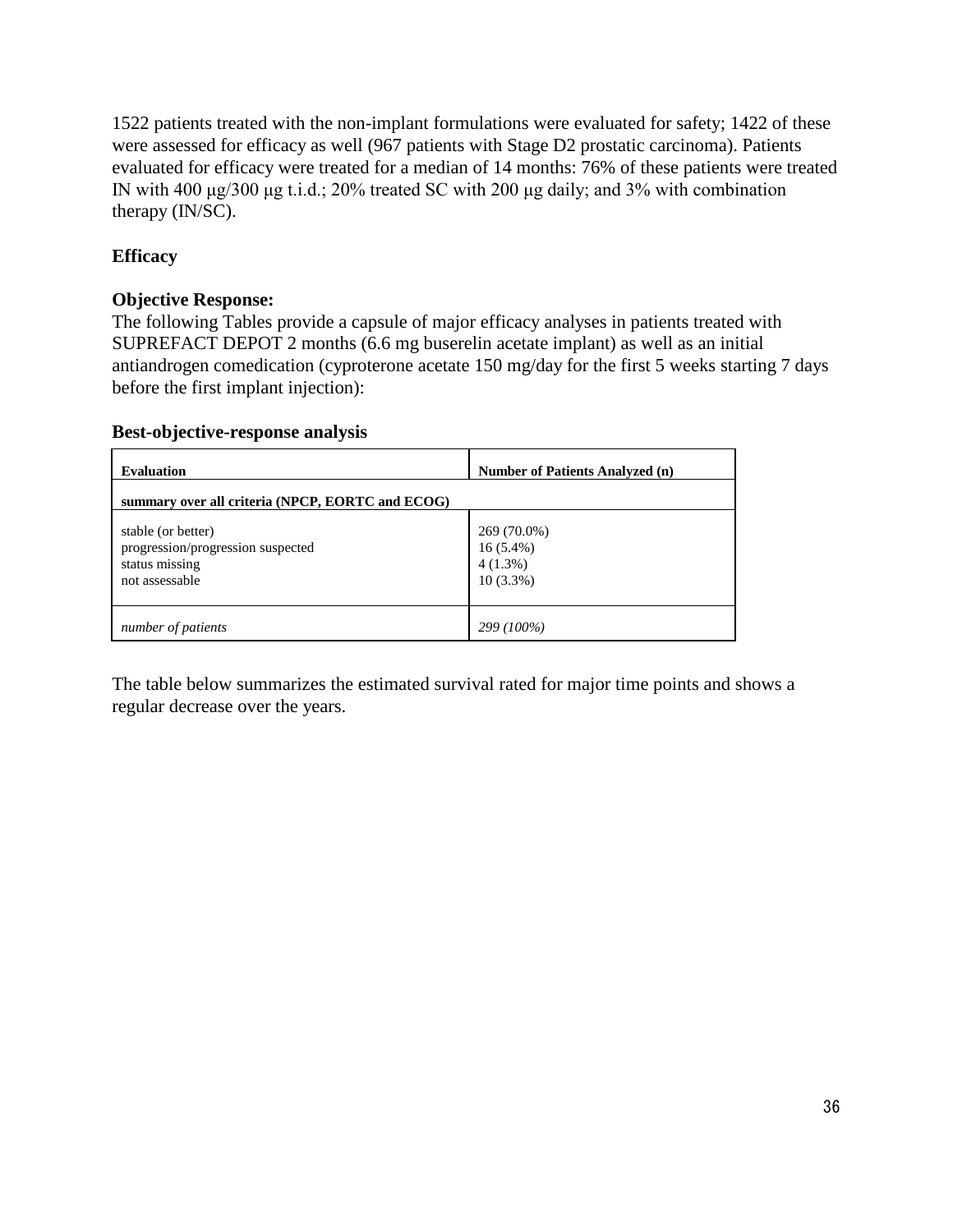1522 patients treated with the non-implant formulations were evaluated for safety; 1422 of these were assessed for efficacy as well (967 patients with Stage D2 prostatic carcinoma). Patients evaluated for efficacy were treated for a median of 14 months: 76% of these patients were treated IN with 400 μg/300 μg t.i.d.; 20% treated SC with 200 μg daily; and 3% with combination therapy (IN/SC).

**Efficacy**

**Objective Response:**

The following Tables provide a capsule of major efficacy analyses in patients treated with SUPREFACT DEPOT 2 months (6.6 mg buserelin acetate implant) as well as an initial antiandrogen comedication (cyproterone acetate 150 mg/day for the first 5 weeks starting 7 days before the first implant injection):

**Best-objective-response analysis**

| **Evaluation** | **Number of Patients Analyzed (n)** |
|---|---|
| **summary over all criteria (NPCP, EORTC and ECOG)** | |
| stable (or better)<br>progression/progression suspected<br>status missing<br>not assessable | 269 (70.0%)<br>16 (5.4%)<br>4 (1.3%)<br>10 (3.3%) |
| *number of patients* | *299 (100%)* |

The table below summarizes the estimated survival rated for major time points and shows a regular decrease over the years.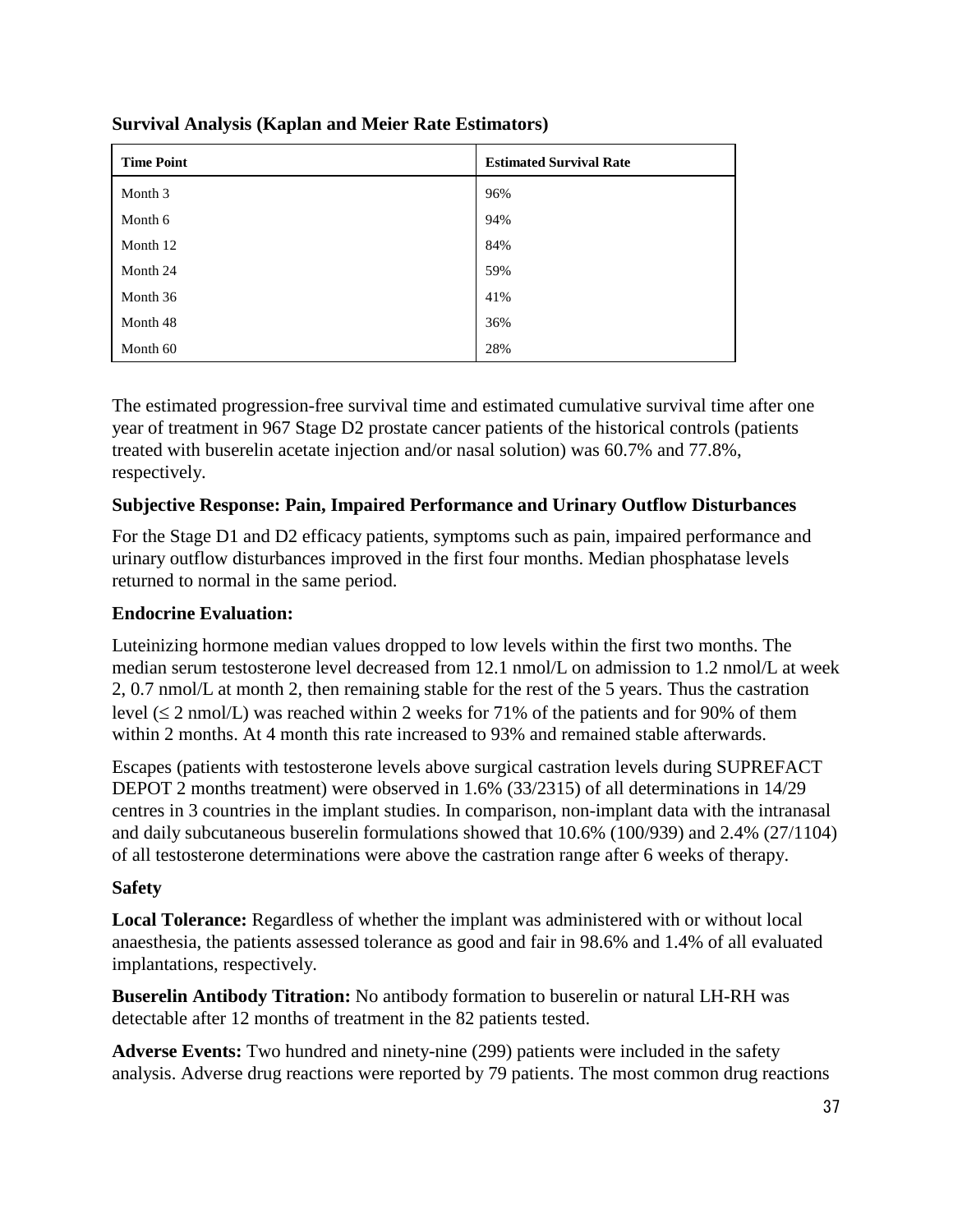**Survival Analysis (Kaplan and Meier Rate Estimators)**

| Time Point | Estimated Survival Rate |
|---|---|
| Month 3 | 96% |
| Month 6 | 94% |
| Month 12 | 84% |
| Month 24 | 59% |
| Month 36 | 41% |
| Month 48 | 36% |
| Month 60 | 28% |

The estimated progression-free survival time and estimated cumulative survival time after one year of treatment in 967 Stage D2 prostate cancer patients of the historical controls (patients treated with buserelin acetate injection and/or nasal solution) was 60.7% and 77.8%, respectively.

**Subjective Response: Pain, Impaired Performance and Urinary Outflow Disturbances**

For the Stage D1 and D2 efficacy patients, symptoms such as pain, impaired performance and urinary outflow disturbances improved in the first four months. Median phosphatase levels returned to normal in the same period.

**Endocrine Evaluation:**

Luteinizing hormone median values dropped to low levels within the first two months. The median serum testosterone level decreased from 12.1 nmol/L on admission to 1.2 nmol/L at week 2, 0.7 nmol/L at month 2, then remaining stable for the rest of the 5 years. Thus the castration level ($\leq$ 2 nmol/L) was reached within 2 weeks for 71% of the patients and for 90% of them within 2 months. At 4 month this rate increased to 93% and remained stable afterwards.

Escapes (patients with testosterone levels above surgical castration levels during SUPREFACT DEPOT 2 months treatment) were observed in 1.6% (33/2315) of all determinations in 14/29 centres in 3 countries in the implant studies. In comparison, non-implant data with the intranasal and daily subcutaneous buserelin formulations showed that 10.6% (100/939) and 2.4% (27/1104) of all testosterone determinations were above the castration range after 6 weeks of therapy.

**Safety**

**Local Tolerance:** Regardless of whether the implant was administered with or without local anaesthesia, the patients assessed tolerance as good and fair in 98.6% and 1.4% of all evaluated implantations, respectively.

**Buserelin Antibody Titration:** No antibody formation to buserelin or natural LH-RH was detectable after 12 months of treatment in the 82 patients tested.

**Adverse Events:** Two hundred and ninety-nine (299) patients were included in the safety analysis. Adverse drug reactions were reported by 79 patients. The most common drug reactions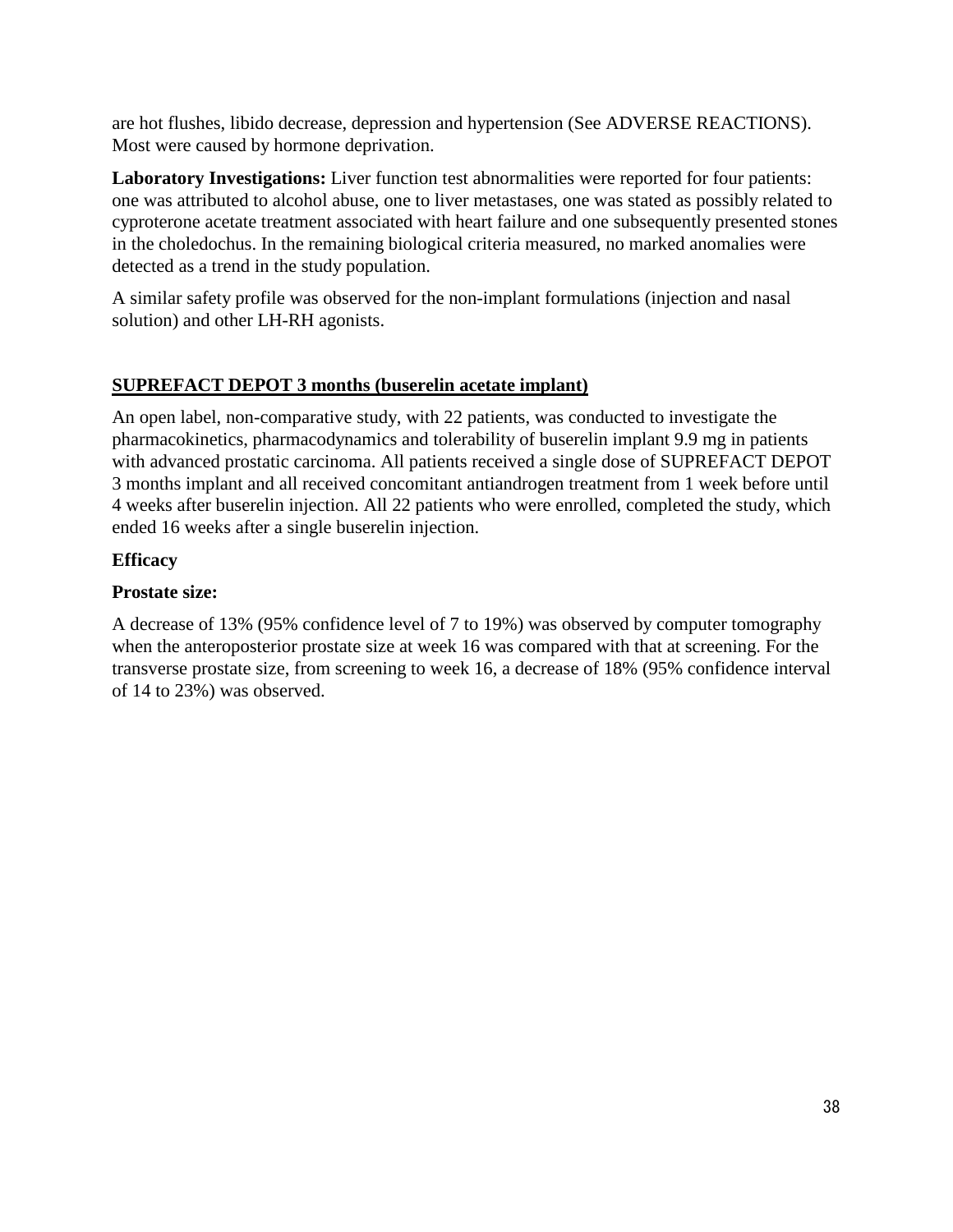are hot flushes, libido decrease, depression and hypertension (See ADVERSE REACTIONS). Most were caused by hormone deprivation.

**Laboratory Investigations:** Liver function test abnormalities were reported for four patients: one was attributed to alcohol abuse, one to liver metastases, one was stated as possibly related to cyproterone acetate treatment associated with heart failure and one subsequently presented stones in the choledochus. In the remaining biological criteria measured, no marked anomalies were detected as a trend in the study population.

A similar safety profile was observed for the non-implant formulations (injection and nasal solution) and other LH-RH agonists.

**SUPREFACT DEPOT 3 months (buserelin acetate implant)**

An open label, non-comparative study, with 22 patients, was conducted to investigate the pharmacokinetics, pharmacodynamics and tolerability of buserelin implant 9.9 mg in patients with advanced prostatic carcinoma. All patients received a single dose of SUPREFACT DEPOT 3 months implant and all received concomitant antiandrogen treatment from 1 week before until 4 weeks after buserelin injection. All 22 patients who were enrolled, completed the study, which ended 16 weeks after a single buserelin injection.

**Efficacy**

**Prostate size:**

A decrease of 13% (95% confidence level of 7 to 19%) was observed by computer tomography when the anteroposterior prostate size at week 16 was compared with that at screening. For the transverse prostate size, from screening to week 16, a decrease of 18% (95% confidence interval of 14 to 23%) was observed.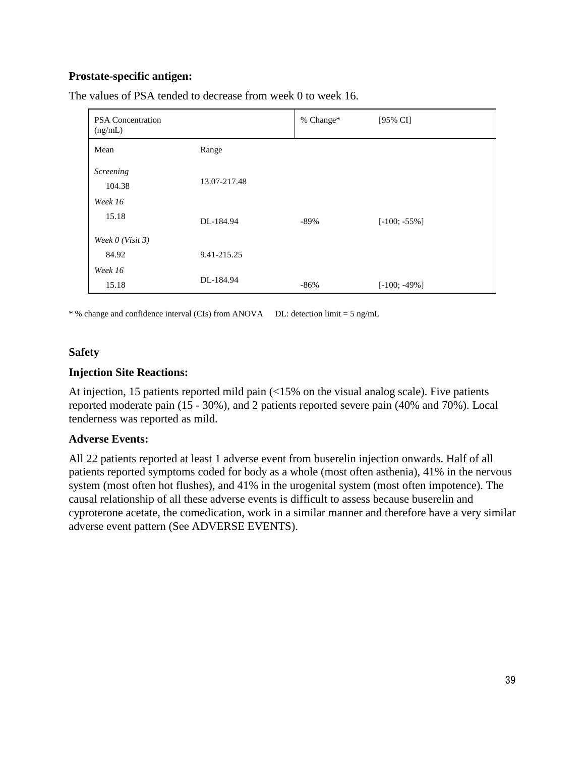**Prostate-specific antigen:**

The values of PSA tended to decrease from week 0 to week 16.

| PSA Concentration (ng/mL) | | % Change* | [95% CI] |
|---|---|---|---|
| Mean | Range | | |
| *Screening* | | | |
| 104.38 | 13.07-217.48 | | |
| *Week 16* | | | |
| 15.18 | DL-184.94 | -89% | [-100; -55%] |
| *Week 0 (Visit 3)* | | | |
| 84.92 | 9.41-215.25 | | |
| *Week 16* | | | |
| 15.18 | DL-184.94 | -86% | [-100; -49%] |

* % change and confidence interval (CIs) from ANOVA DL: detection limit = 5 ng/mL

**Safety**

**Injection Site Reactions:**

At injection, 15 patients reported mild pain (<15% on the visual analog scale). Five patients reported moderate pain (15 - 30%), and 2 patients reported severe pain (40% and 70%). Local tenderness was reported as mild.

**Adverse Events:**

All 22 patients reported at least 1 adverse event from buserelin injection onwards. Half of all patients reported symptoms coded for body as a whole (most often asthenia), 41% in the nervous system (most often hot flushes), and 41% in the urogenital system (most often impotence). The causal relationship of all these adverse events is difficult to assess because buserelin and cyproterone acetate, the comedication, work in a similar manner and therefore have a very similar adverse event pattern (See ADVERSE EVENTS).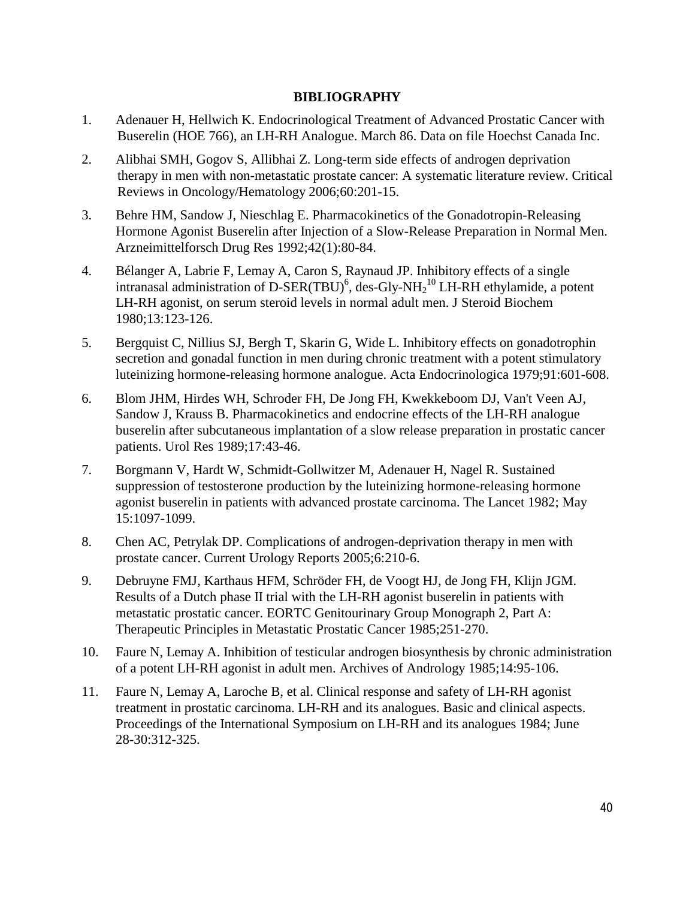**BIBLIOGRAPHY**

1. Adenauer H, Hellwich K. Endocrinological Treatment of Advanced Prostatic Cancer with Buserelin (HOE 766), an LH-RH Analogue. March 86. Data on file Hoechst Canada Inc.

2. Alibhai SMH, Gogov S, Allibhai Z. Long-term side effects of androgen deprivation therapy in men with non-metastatic prostate cancer: A systematic literature review. Critical Reviews in Oncology/Hematology 2006;60:201-15.

3. Behre HM, Sandow J, Nieschlag E. Pharmacokinetics of the Gonadotropin-Releasing Hormone Agonist Buserelin after Injection of a Slow-Release Preparation in Normal Men. Arzneimittelforsch Drug Res 1992;42(1):80-84.

4. Bélanger A, Labrie F, Lemay A, Caron S, Raynaud JP. Inhibitory effects of a single intranasal administration of D-SER(TBU)$^6$, des-Gly-$NH_2^{10}$ LH-RH ethylamide, a potent LH-RH agonist, on serum steroid levels in normal adult men. J Steroid Biochem 1980;13:123-126.

5. Bergquist C, Nillius SJ, Bergh T, Skarin G, Wide L. Inhibitory effects on gonadotrophin secretion and gonadal function in men during chronic treatment with a potent stimulatory luteinizing hormone-releasing hormone analogue. Acta Endocrinologica 1979;91:601-608.

6. Blom JHM, Hirdes WH, Schroder FH, De Jong FH, Kwekkeboom DJ, Van't Veen AJ, Sandow J, Krauss B. Pharmacokinetics and endocrine effects of the LH-RH analogue buserelin after subcutaneous implantation of a slow release preparation in prostatic cancer patients. Urol Res 1989;17:43-46.

7. Borgmann V, Hardt W, Schmidt-Gollwitzer M, Adenauer H, Nagel R. Sustained suppression of testosterone production by the luteinizing hormone-releasing hormone agonist buserelin in patients with advanced prostate carcinoma. The Lancet 1982; May 15:1097-1099.

8. Chen AC, Petrylak DP. Complications of androgen-deprivation therapy in men with prostate cancer. Current Urology Reports 2005;6:210-6.

9. Debruyne FMJ, Karthaus HFM, Schröder FH, de Voogt HJ, de Jong FH, Klijn JGM. Results of a Dutch phase II trial with the LH-RH agonist buserelin in patients with metastatic prostatic cancer. EORTC Genitourinary Group Monograph 2, Part A: Therapeutic Principles in Metastatic Prostatic Cancer 1985;251-270.

10. Faure N, Lemay A. Inhibition of testicular androgen biosynthesis by chronic administration of a potent LH-RH agonist in adult men. Archives of Andrology 1985;14:95-106.

11. Faure N, Lemay A, Laroche B, et al. Clinical response and safety of LH-RH agonist treatment in prostatic carcinoma. LH-RH and its analogues. Basic and clinical aspects. Proceedings of the International Symposium on LH-RH and its analogues 1984; June 28-30:312-325.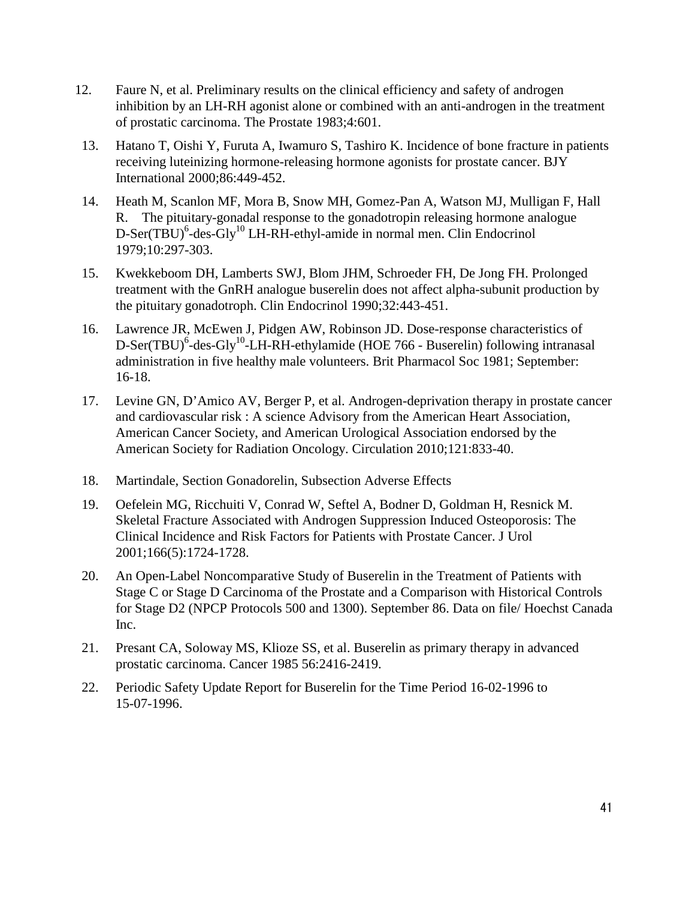12. Faure N, et al. Preliminary results on the clinical efficiency and safety of androgen inhibition by an LH-RH agonist alone or combined with an anti-androgen in the treatment of prostatic carcinoma. The Prostate 1983;4:601.

13. Hatano T, Oishi Y, Furuta A, Iwamuro S, Tashiro K. Incidence of bone fracture in patients receiving luteinizing hormone-releasing hormone agonists for prostate cancer. BJY International 2000;86:449-452.

14. Heath M, Scanlon MF, Mora B, Snow MH, Gomez-Pan A, Watson MJ, Mulligan F, Hall R. The pituitary-gonadal response to the gonadotropin releasing hormone analogue D-Ser(TBU)$^{6}$-des-Gly$^{10}$ LH-RH-ethyl-amide in normal men. Clin Endocrinol 1979;10:297-303.

15. Kwekkeboom DH, Lamberts SWJ, Blom JHM, Schroeder FH, De Jong FH. Prolonged treatment with the GnRH analogue buserelin does not affect alpha-subunit production by the pituitary gonadotroph. Clin Endocrinol 1990;32:443-451.

16. Lawrence JR, McEwen J, Pidgen AW, Robinson JD. Dose-response characteristics of D-Ser(TBU)$^{6}$-des-Gly$^{10}$-LH-RH-ethylamide (HOE 766 - Buserelin) following intranasal administration in five healthy male volunteers. Brit Pharmacol Soc 1981; September: 16-18.

17. Levine GN, D'Amico AV, Berger P, et al. Androgen-deprivation therapy in prostate cancer and cardiovascular risk : A science Advisory from the American Heart Association, American Cancer Society, and American Urological Association endorsed by the American Society for Radiation Oncology. Circulation 2010;121:833-40.

18. Martindale, Section Gonadorelin, Subsection Adverse Effects

19. Oefelein MG, Ricchuiti V, Conrad W, Seftel A, Bodner D, Goldman H, Resnick M. Skeletal Fracture Associated with Androgen Suppression Induced Osteoporosis: The Clinical Incidence and Risk Factors for Patients with Prostate Cancer. J Urol 2001;166(5):1724-1728.

20. An Open-Label Noncomparative Study of Buserelin in the Treatment of Patients with Stage C or Stage D Carcinoma of the Prostate and a Comparison with Historical Controls for Stage D2 (NPCP Protocols 500 and 1300). September 86. Data on file/ Hoechst Canada Inc.

21. Presant CA, Soloway MS, Klioze SS, et al. Buserelin as primary therapy in advanced prostatic carcinoma. Cancer 1985 56:2416-2419.

22. Periodic Safety Update Report for Buserelin for the Time Period 16-02-1996 to 15-07-1996.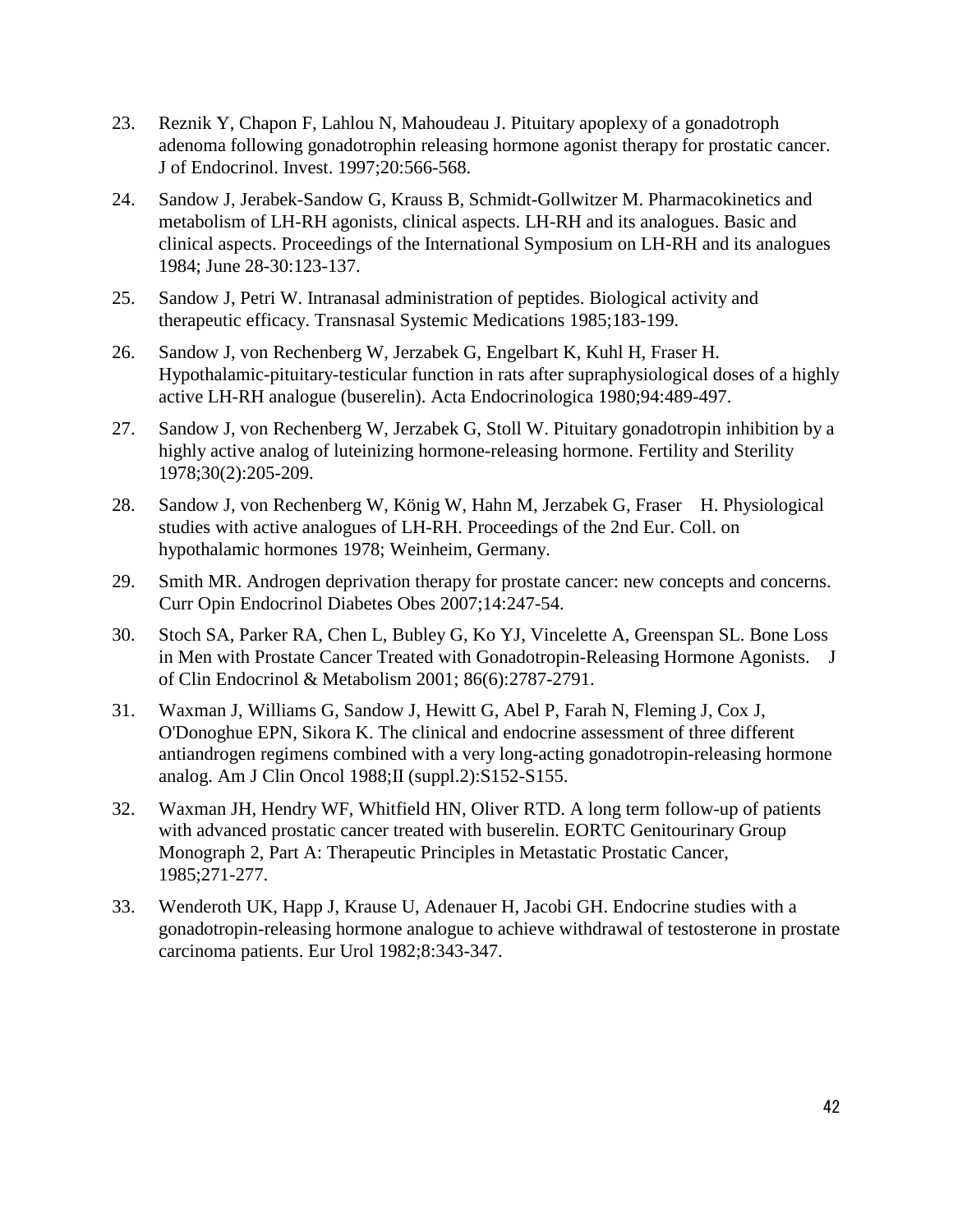23. Reznik Y, Chapon F, Lahlou N, Mahoudeau J. Pituitary apoplexy of a gonadotroph adenoma following gonadotrophin releasing hormone agonist therapy for prostatic cancer. J of Endocrinol. Invest. 1997;20:566-568.

24. Sandow J, Jerabek-Sandow G, Krauss B, Schmidt-Gollwitzer M. Pharmacokinetics and metabolism of LH-RH agonists, clinical aspects. LH-RH and its analogues. Basic and clinical aspects. Proceedings of the International Symposium on LH-RH and its analogues 1984; June 28-30:123-137.

25. Sandow J, Petri W. Intranasal administration of peptides. Biological activity and therapeutic efficacy. Transnasal Systemic Medications 1985;183-199.

26. Sandow J, von Rechenberg W, Jerzabek G, Engelbart K, Kuhl H, Fraser H. Hypothalamic-pituitary-testicular function in rats after supraphysiological doses of a highly active LH-RH analogue (buserelin). Acta Endocrinologica 1980;94:489-497.

27. Sandow J, von Rechenberg W, Jerzabek G, Stoll W. Pituitary gonadotropin inhibition by a highly active analog of luteinizing hormone-releasing hormone. Fertility and Sterility 1978;30(2):205-209.

28. Sandow J, von Rechenberg W, König W, Hahn M, Jerzabek G, Fraser H. Physiological studies with active analogues of LH-RH. Proceedings of the 2nd Eur. Coll. on hypothalamic hormones 1978; Weinheim, Germany.

29. Smith MR. Androgen deprivation therapy for prostate cancer: new concepts and concerns. Curr Opin Endocrinol Diabetes Obes 2007;14:247-54.

30. Stoch SA, Parker RA, Chen L, Bubley G, Ko YJ, Vincelette A, Greenspan SL. Bone Loss in Men with Prostate Cancer Treated with Gonadotropin-Releasing Hormone Agonists. J of Clin Endocrinol & Metabolism 2001; 86(6):2787-2791.

31. Waxman J, Williams G, Sandow J, Hewitt G, Abel P, Farah N, Fleming J, Cox J, O'Donoghue EPN, Sikora K. The clinical and endocrine assessment of three different antiandrogen regimens combined with a very long-acting gonadotropin-releasing hormone analog. Am J Clin Oncol 1988;II (suppl.2):S152-S155.

32. Waxman JH, Hendry WF, Whitfield HN, Oliver RTD. A long term follow-up of patients with advanced prostatic cancer treated with buserelin. EORTC Genitourinary Group Monograph 2, Part A: Therapeutic Principles in Metastatic Prostatic Cancer, 1985;271-277.

33. Wenderoth UK, Happ J, Krause U, Adenauer H, Jacobi GH. Endocrine studies with a gonadotropin-releasing hormone analogue to achieve withdrawal of testosterone in prostate carcinoma patients. Eur Urol 1982;8:343-347.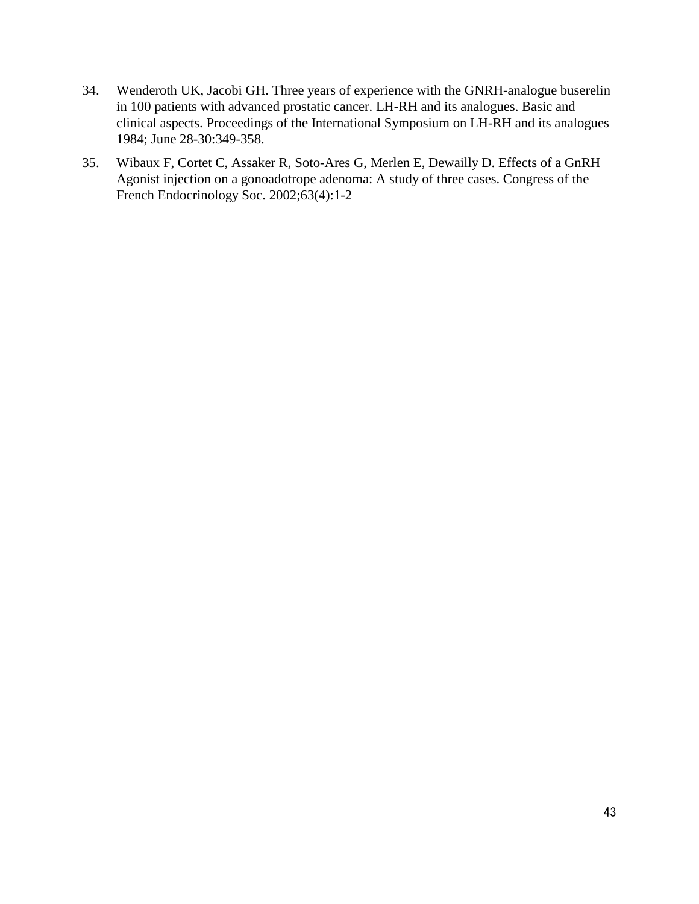34. Wenderoth UK, Jacobi GH. Three years of experience with the GNRH-analogue buserelin in 100 patients with advanced prostatic cancer. LH-RH and its analogues. Basic and clinical aspects. Proceedings of the International Symposium on LH-RH and its analogues 1984; June 28-30:349-358.

35. Wibaux F, Cortet C, Assaker R, Soto-Ares G, Merlen E, Dewailly D. Effects of a GnRH Agonist injection on a gonoadotrope adenoma: A study of three cases. Congress of the French Endocrinology Soc. 2002;63(4):1-2